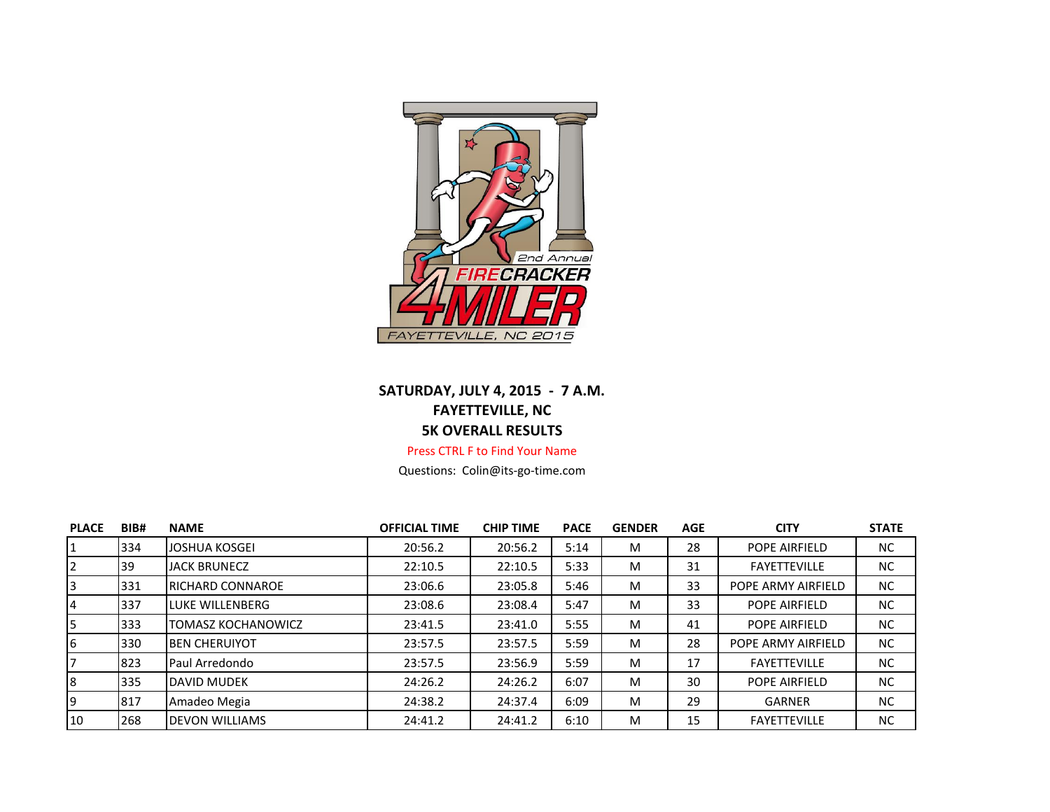**SATURDAY, JULY 4, 2015 - 7 A.M.**

**FAYETTEVILLE, NC**

**5K OVERALL RESULTS**

Press CTRL F to Find Your Name

Questions: Colin@its-go-time.com

| PLACE | BIB# | NAME | OFFICIAL TIME | CHIP TIME | PACE | GENDER | AGE | CITY | STATE |
|---|---|---|---|---|---|---|---|---|---|
| 1 | 334 | JOSHUA KOSGEI | 20:56.2 | 20:56.2 | 5:14 | M | 28 | POPE AIRFIELD | NC |
| 2 | 39 | JACK BRUNECZ | 22:10.5 | 22:10.5 | 5:33 | M | 31 | FAYETTEVILLE | NC |
| 3 | 331 | RICHARD CONNAROE | 23:06.6 | 23:05.8 | 5:46 | M | 33 | POPE ARMY AIRFIELD | NC |
| 4 | 337 | LUKE WILLENBERG | 23:08.6 | 23:08.4 | 5:47 | M | 33 | POPE AIRFIELD | NC |
| 5 | 333 | TOMASZ KOCHANOWICZ | 23:41.5 | 23:41.0 | 5:55 | M | 41 | POPE AIRFIELD | NC |
| 6 | 330 | BEN CHERUIYOT | 23:57.5 | 23:57.5 | 5:59 | M | 28 | POPE ARMY AIRFIELD | NC |
| 7 | 823 | Paul Arredondo | 23:57.5 | 23:56.9 | 5:59 | M | 17 | FAYETTEVILLE | NC |
| 8 | 335 | DAVID MUDEK | 24:26.2 | 24:26.2 | 6:07 | M | 30 | POPE AIRFIELD | NC |
| 9 | 817 | Amadeo Megia | 24:38.2 | 24:37.4 | 6:09 | M | 29 | GARNER | NC |
| 10 | 268 | DEVON WILLIAMS | 24:41.2 | 24:41.2 | 6:10 | M | 15 | FAYETTEVILLE | NC |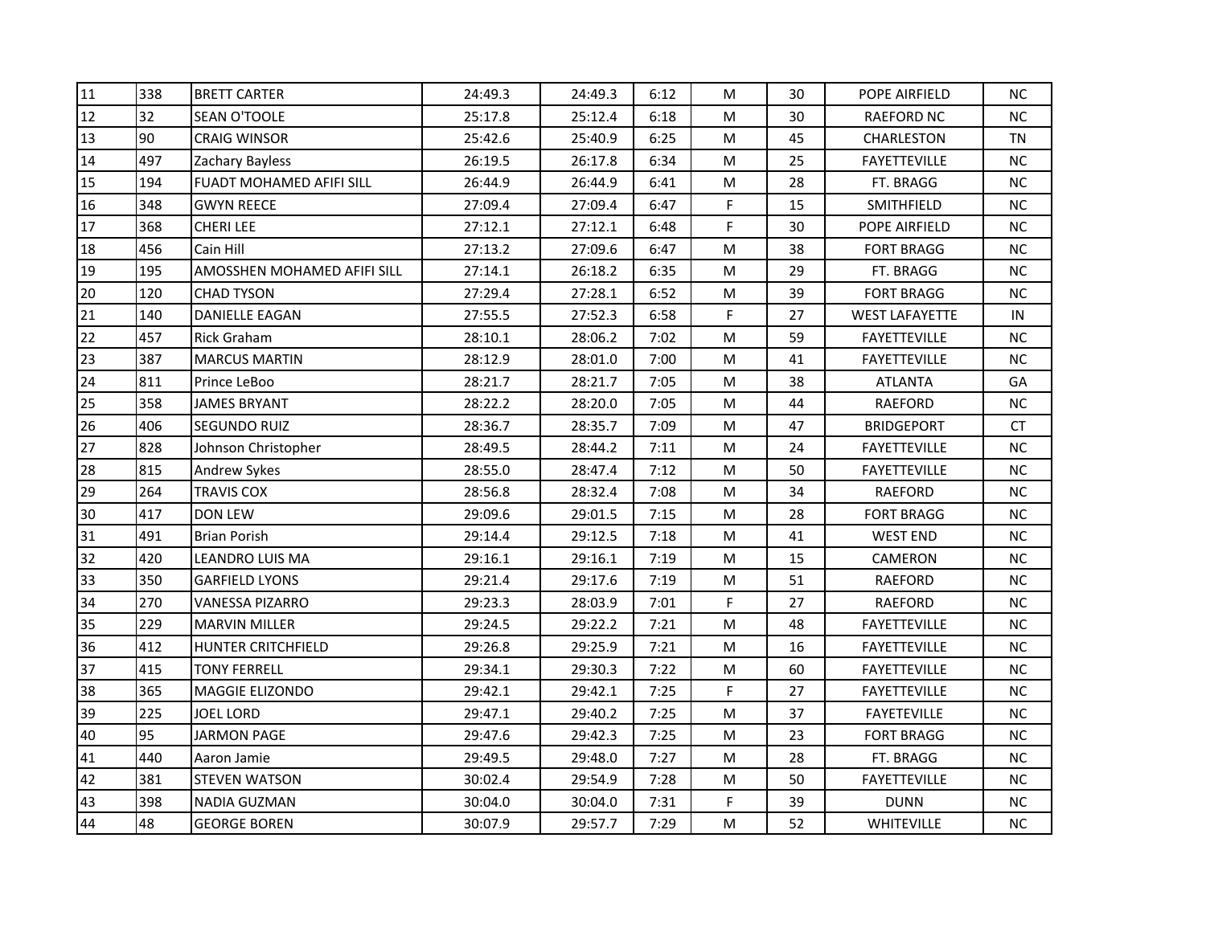| 11 | 338 | BRETT CARTER | 24:49.3 | 24:49.3 | 6:12 | M | 30 | POPE AIRFIELD | NC |
|---|---|---|---|---|---|---|---|---|---|
| 12 | 32 | SEAN O'TOOLE | 25:17.8 | 25:12.4 | 6:18 | M | 30 | RAEFORD NC | NC |
| 13 | 90 | CRAIG WINSOR | 25:42.6 | 25:40.9 | 6:25 | M | 45 | CHARLESTON | TN |
| 14 | 497 | Zachary Bayless | 26:19.5 | 26:17.8 | 6:34 | M | 25 | FAYETTEVILLE | NC |
| 15 | 194 | FUADT MOHAMED AFIFI SILL | 26:44.9 | 26:44.9 | 6:41 | M | 28 | FT. BRAGG | NC |
| 16 | 348 | GWYN REECE | 27:09.4 | 27:09.4 | 6:47 | F | 15 | SMITHFIELD | NC |
| 17 | 368 | CHERI LEE | 27:12.1 | 27:12.1 | 6:48 | F | 30 | POPE AIRFIELD | NC |
| 18 | 456 | Cain Hill | 27:13.2 | 27:09.6 | 6:47 | M | 38 | FORT BRAGG | NC |
| 19 | 195 | AMOSSHEN MOHAMED AFIFI SILL | 27:14.1 | 26:18.2 | 6:35 | M | 29 | FT. BRAGG | NC |
| 20 | 120 | CHAD TYSON | 27:29.4 | 27:28.1 | 6:52 | M | 39 | FORT BRAGG | NC |
| 21 | 140 | DANIELLE EAGAN | 27:55.5 | 27:52.3 | 6:58 | F | 27 | WEST LAFAYETTE | IN |
| 22 | 457 | Rick Graham | 28:10.1 | 28:06.2 | 7:02 | M | 59 | FAYETTEVILLE | NC |
| 23 | 387 | MARCUS MARTIN | 28:12.9 | 28:01.0 | 7:00 | M | 41 | FAYETTEVILLE | NC |
| 24 | 811 | Prince LeBoo | 28:21.7 | 28:21.7 | 7:05 | M | 38 | ATLANTA | GA |
| 25 | 358 | JAMES BRYANT | 28:22.2 | 28:20.0 | 7:05 | M | 44 | RAEFORD | NC |
| 26 | 406 | SEGUNDO RUIZ | 28:36.7 | 28:35.7 | 7:09 | M | 47 | BRIDGEPORT | CT |
| 27 | 828 | Johnson Christopher | 28:49.5 | 28:44.2 | 7:11 | M | 24 | FAYETTEVILLE | NC |
| 28 | 815 | Andrew Sykes | 28:55.0 | 28:47.4 | 7:12 | M | 50 | FAYETTEVILLE | NC |
| 29 | 264 | TRAVIS COX | 28:56.8 | 28:32.4 | 7:08 | M | 34 | RAEFORD | NC |
| 30 | 417 | DON LEW | 29:09.6 | 29:01.5 | 7:15 | M | 28 | FORT BRAGG | NC |
| 31 | 491 | Brian Porish | 29:14.4 | 29:12.5 | 7:18 | M | 41 | WEST END | NC |
| 32 | 420 | LEANDRO LUIS MA | 29:16.1 | 29:16.1 | 7:19 | M | 15 | CAMERON | NC |
| 33 | 350 | GARFIELD LYONS | 29:21.4 | 29:17.6 | 7:19 | M | 51 | RAEFORD | NC |
| 34 | 270 | VANESSA PIZARRO | 29:23.3 | 28:03.9 | 7:01 | F | 27 | RAEFORD | NC |
| 35 | 229 | MARVIN MILLER | 29:24.5 | 29:22.2 | 7:21 | M | 48 | FAYETTEVILLE | NC |
| 36 | 412 | HUNTER CRITCHFIELD | 29:26.8 | 29:25.9 | 7:21 | M | 16 | FAYETTEVILLE | NC |
| 37 | 415 | TONY FERRELL | 29:34.1 | 29:30.3 | 7:22 | M | 60 | FAYETTEVILLE | NC |
| 38 | 365 | MAGGIE ELIZONDO | 29:42.1 | 29:42.1 | 7:25 | F | 27 | FAYETTEVILLE | NC |
| 39 | 225 | JOEL LORD | 29:47.1 | 29:40.2 | 7:25 | M | 37 | FAYETEVILLE | NC |
| 40 | 95 | JARMON PAGE | 29:47.6 | 29:42.3 | 7:25 | M | 23 | FORT BRAGG | NC |
| 41 | 440 | Aaron Jamie | 29:49.5 | 29:48.0 | 7:27 | M | 28 | FT. BRAGG | NC |
| 42 | 381 | STEVEN WATSON | 30:02.4 | 29:54.9 | 7:28 | M | 50 | FAYETTEVILLE | NC |
| 43 | 398 | NADIA GUZMAN | 30:04.0 | 30:04.0 | 7:31 | F | 39 | DUNN | NC |
| 44 | 48 | GEORGE BOREN | 30:07.9 | 29:57.7 | 7:29 | M | 52 | WHITEVILLE | NC |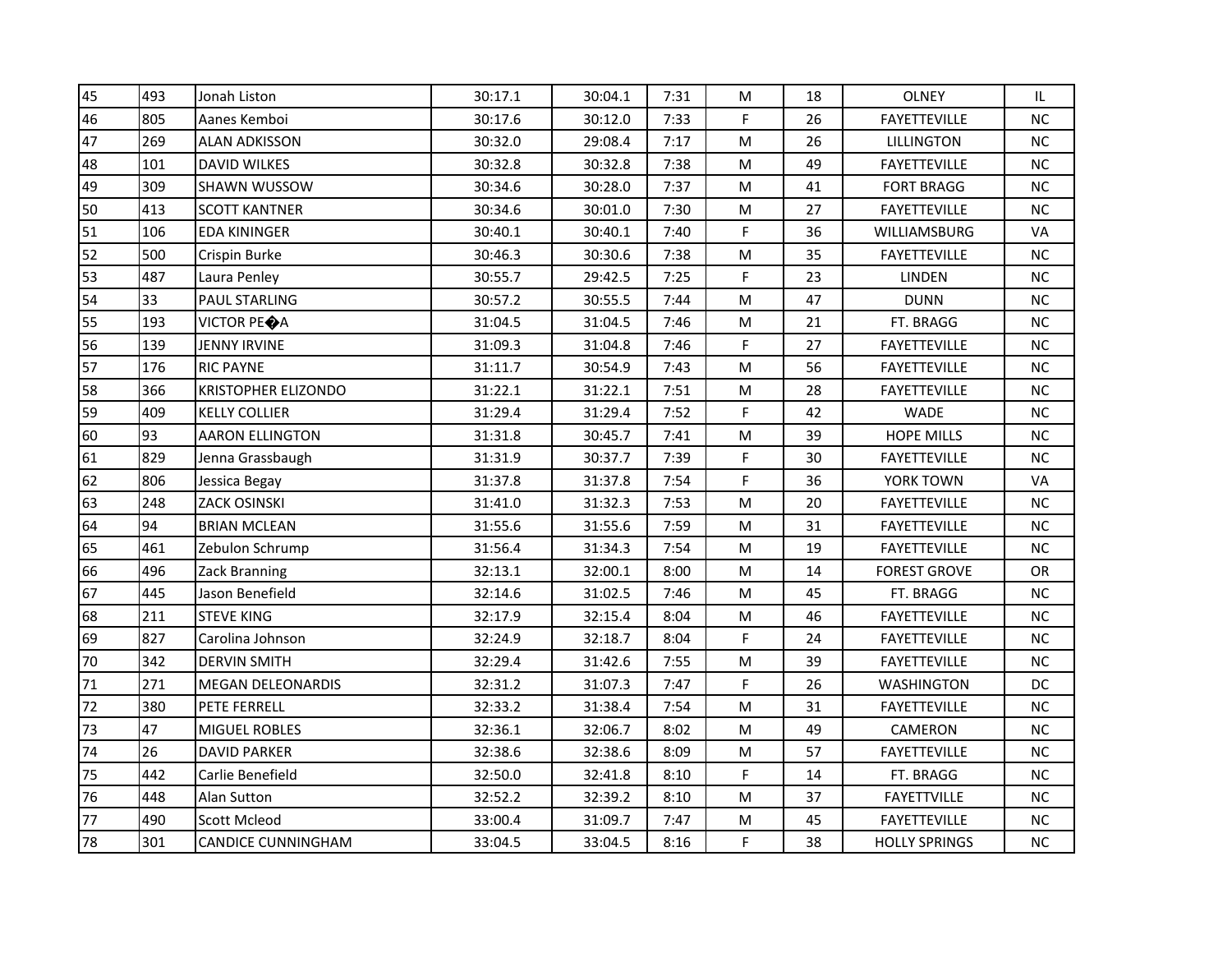| 45 | 493 | Jonah Liston | 30:17.1 | 30:04.1 | 7:31 | M | 18 | OLNEY | IL |
|---|---|---|---|---|---|---|---|---|---|
| 46 | 805 | Aanes Kemboi | 30:17.6 | 30:12.0 | 7:33 | F | 26 | FAYETTEVILLE | NC |
| 47 | 269 | ALAN ADKISSON | 30:32.0 | 29:08.4 | 7:17 | M | 26 | LILLINGTON | NC |
| 48 | 101 | DAVID WILKES | 30:32.8 | 30:32.8 | 7:38 | M | 49 | FAYETTEVILLE | NC |
| 49 | 309 | SHAWN WUSSOW | 30:34.6 | 30:28.0 | 7:37 | M | 41 | FORT BRAGG | NC |
| 50 | 413 | SCOTT KANTNER | 30:34.6 | 30:01.0 | 7:30 | M | 27 | FAYETTEVILLE | NC |
| 51 | 106 | EDA KININGER | 30:40.1 | 30:40.1 | 7:40 | F | 36 | WILLIAMSBURG | VA |
| 52 | 500 | Crispin Burke | 30:46.3 | 30:30.6 | 7:38 | M | 35 | FAYETTEVILLE | NC |
| 53 | 487 | Laura Penley | 30:55.7 | 29:42.5 | 7:25 | F | 23 | LINDEN | NC |
| 54 | 33 | PAUL STARLING | 30:57.2 | 30:55.5 | 7:44 | M | 47 | DUNN | NC |
| 55 | 193 | VICTOR PE�A | 31:04.5 | 31:04.5 | 7:46 | M | 21 | FT. BRAGG | NC |
| 56 | 139 | JENNY IRVINE | 31:09.3 | 31:04.8 | 7:46 | F | 27 | FAYETTEVILLE | NC |
| 57 | 176 | RIC PAYNE | 31:11.7 | 30:54.9 | 7:43 | M | 56 | FAYETTEVILLE | NC |
| 58 | 366 | KRISTOPHER ELIZONDO | 31:22.1 | 31:22.1 | 7:51 | M | 28 | FAYETTEVILLE | NC |
| 59 | 409 | KELLY COLLIER | 31:29.4 | 31:29.4 | 7:52 | F | 42 | WADE | NC |
| 60 | 93 | AARON ELLINGTON | 31:31.8 | 30:45.7 | 7:41 | M | 39 | HOPE MILLS | NC |
| 61 | 829 | Jenna Grassbaugh | 31:31.9 | 30:37.7 | 7:39 | F | 30 | FAYETTEVILLE | NC |
| 62 | 806 | Jessica Begay | 31:37.8 | 31:37.8 | 7:54 | F | 36 | YORK TOWN | VA |
| 63 | 248 | ZACK OSINSKI | 31:41.0 | 31:32.3 | 7:53 | M | 20 | FAYETTEVILLE | NC |
| 64 | 94 | BRIAN MCLEAN | 31:55.6 | 31:55.6 | 7:59 | M | 31 | FAYETTEVILLE | NC |
| 65 | 461 | Zebulon Schrump | 31:56.4 | 31:34.3 | 7:54 | M | 19 | FAYETTEVILLE | NC |
| 66 | 496 | Zack Branning | 32:13.1 | 32:00.1 | 8:00 | M | 14 | FOREST GROVE | OR |
| 67 | 445 | Jason Benefield | 32:14.6 | 31:02.5 | 7:46 | M | 45 | FT. BRAGG | NC |
| 68 | 211 | STEVE KING | 32:17.9 | 32:15.4 | 8:04 | M | 46 | FAYETTEVILLE | NC |
| 69 | 827 | Carolina Johnson | 32:24.9 | 32:18.7 | 8:04 | F | 24 | FAYETTEVILLE | NC |
| 70 | 342 | DERVIN SMITH | 32:29.4 | 31:42.6 | 7:55 | M | 39 | FAYETTEVILLE | NC |
| 71 | 271 | MEGAN DELEONARDIS | 32:31.2 | 31:07.3 | 7:47 | F | 26 | WASHINGTON | DC |
| 72 | 380 | PETE FERRELL | 32:33.2 | 31:38.4 | 7:54 | M | 31 | FAYETTEVILLE | NC |
| 73 | 47 | MIGUEL ROBLES | 32:36.1 | 32:06.7 | 8:02 | M | 49 | CAMERON | NC |
| 74 | 26 | DAVID PARKER | 32:38.6 | 32:38.6 | 8:09 | M | 57 | FAYETTEVILLE | NC |
| 75 | 442 | Carlie Benefield | 32:50.0 | 32:41.8 | 8:10 | F | 14 | FT. BRAGG | NC |
| 76 | 448 | Alan Sutton | 32:52.2 | 32:39.2 | 8:10 | M | 37 | FAYETTVILLE | NC |
| 77 | 490 | Scott Mcleod | 33:00.4 | 31:09.7 | 7:47 | M | 45 | FAYETTEVILLE | NC |
| 78 | 301 | CANDICE CUNNINGHAM | 33:04.5 | 33:04.5 | 8:16 | F | 38 | HOLLY SPRINGS | NC |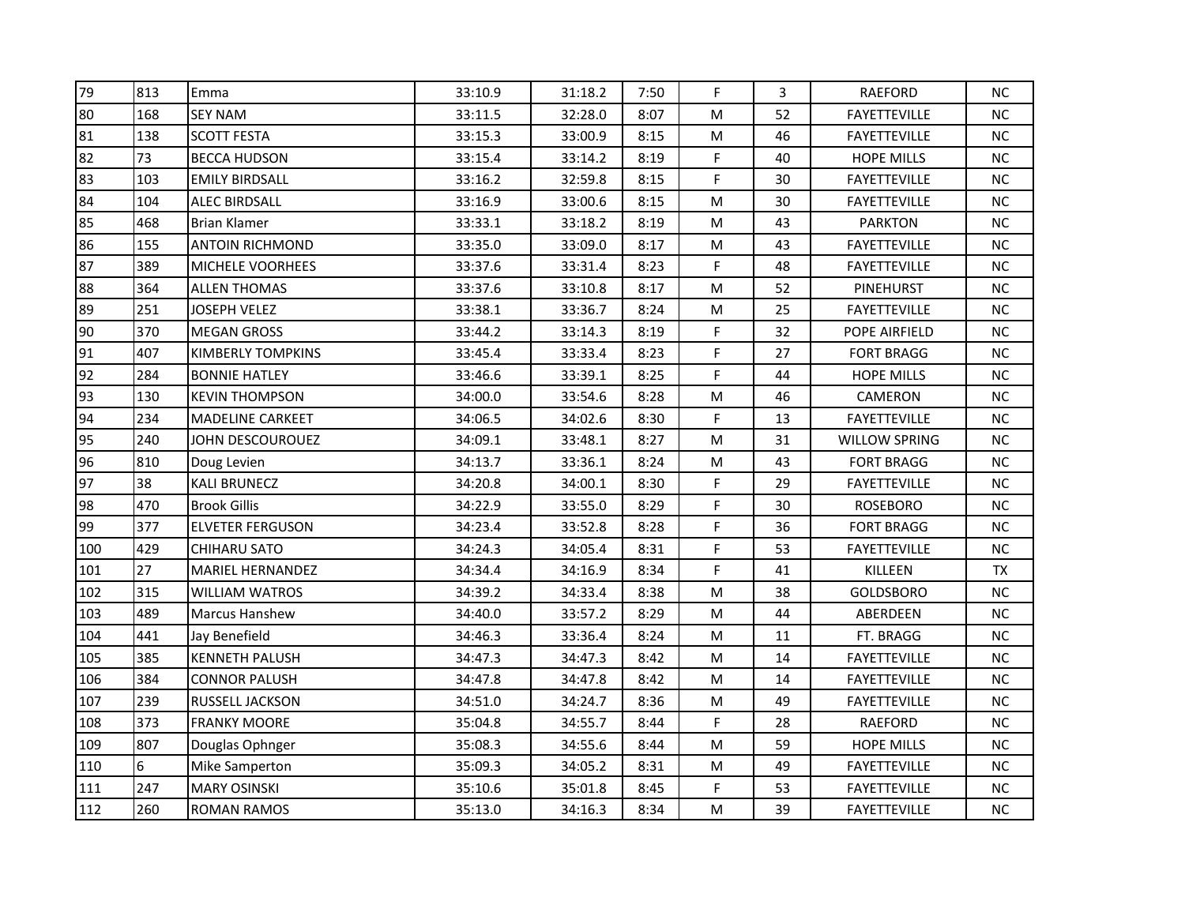| 79 | 813 | Emma | 33:10.9 | 31:18.2 | 7:50 | F | 3 | RAEFORD | NC |
|---|---|---|---|---|---|---|---|---|---|
| 80 | 168 | SEY NAM | 33:11.5 | 32:28.0 | 8:07 | M | 52 | FAYETTEVILLE | NC |
| 81 | 138 | SCOTT FESTA | 33:15.3 | 33:00.9 | 8:15 | M | 46 | FAYETTEVILLE | NC |
| 82 | 73 | BECCA HUDSON | 33:15.4 | 33:14.2 | 8:19 | F | 40 | HOPE MILLS | NC |
| 83 | 103 | EMILY BIRDSALL | 33:16.2 | 32:59.8 | 8:15 | F | 30 | FAYETTEVILLE | NC |
| 84 | 104 | ALEC BIRDSALL | 33:16.9 | 33:00.6 | 8:15 | M | 30 | FAYETTEVILLE | NC |
| 85 | 468 | Brian Klamer | 33:33.1 | 33:18.2 | 8:19 | M | 43 | PARKTON | NC |
| 86 | 155 | ANTOIN RICHMOND | 33:35.0 | 33:09.0 | 8:17 | M | 43 | FAYETTEVILLE | NC |
| 87 | 389 | MICHELE VOORHEES | 33:37.6 | 33:31.4 | 8:23 | F | 48 | FAYETTEVILLE | NC |
| 88 | 364 | ALLEN THOMAS | 33:37.6 | 33:10.8 | 8:17 | M | 52 | PINEHURST | NC |
| 89 | 251 | JOSEPH VELEZ | 33:38.1 | 33:36.7 | 8:24 | M | 25 | FAYETTEVILLE | NC |
| 90 | 370 | MEGAN GROSS | 33:44.2 | 33:14.3 | 8:19 | F | 32 | POPE AIRFIELD | NC |
| 91 | 407 | KIMBERLY TOMPKINS | 33:45.4 | 33:33.4 | 8:23 | F | 27 | FORT BRAGG | NC |
| 92 | 284 | BONNIE HATLEY | 33:46.6 | 33:39.1 | 8:25 | F | 44 | HOPE MILLS | NC |
| 93 | 130 | KEVIN THOMPSON | 34:00.0 | 33:54.6 | 8:28 | M | 46 | CAMERON | NC |
| 94 | 234 | MADELINE CARKEET | 34:06.5 | 34:02.6 | 8:30 | F | 13 | FAYETTEVILLE | NC |
| 95 | 240 | JOHN DESCOUROUEZ | 34:09.1 | 33:48.1 | 8:27 | M | 31 | WILLOW SPRING | NC |
| 96 | 810 | Doug Levien | 34:13.7 | 33:36.1 | 8:24 | M | 43 | FORT BRAGG | NC |
| 97 | 38 | KALI BRUNECZ | 34:20.8 | 34:00.1 | 8:30 | F | 29 | FAYETTEVILLE | NC |
| 98 | 470 | Brook Gillis | 34:22.9 | 33:55.0 | 8:29 | F | 30 | ROSEBORO | NC |
| 99 | 377 | ELVETER FERGUSON | 34:23.4 | 33:52.8 | 8:28 | F | 36 | FORT BRAGG | NC |
| 100 | 429 | CHIHARU SATO | 34:24.3 | 34:05.4 | 8:31 | F | 53 | FAYETTEVILLE | NC |
| 101 | 27 | MARIEL HERNANDEZ | 34:34.4 | 34:16.9 | 8:34 | F | 41 | KILLEEN | TX |
| 102 | 315 | WILLIAM WATROS | 34:39.2 | 34:33.4 | 8:38 | M | 38 | GOLDSBORO | NC |
| 103 | 489 | Marcus Hanshew | 34:40.0 | 33:57.2 | 8:29 | M | 44 | ABERDEEN | NC |
| 104 | 441 | Jay Benefield | 34:46.3 | 33:36.4 | 8:24 | M | 11 | FT. BRAGG | NC |
| 105 | 385 | KENNETH PALUSH | 34:47.3 | 34:47.3 | 8:42 | M | 14 | FAYETTEVILLE | NC |
| 106 | 384 | CONNOR PALUSH | 34:47.8 | 34:47.8 | 8:42 | M | 14 | FAYETTEVILLE | NC |
| 107 | 239 | RUSSELL JACKSON | 34:51.0 | 34:24.7 | 8:36 | M | 49 | FAYETTEVILLE | NC |
| 108 | 373 | FRANKY MOORE | 35:04.8 | 34:55.7 | 8:44 | F | 28 | RAEFORD | NC |
| 109 | 807 | Douglas Ophnger | 35:08.3 | 34:55.6 | 8:44 | M | 59 | HOPE MILLS | NC |
| 110 | 6 | Mike Samperton | 35:09.3 | 34:05.2 | 8:31 | M | 49 | FAYETTEVILLE | NC |
| 111 | 247 | MARY OSINSKI | 35:10.6 | 35:01.8 | 8:45 | F | 53 | FAYETTEVILLE | NC |
| 112 | 260 | ROMAN RAMOS | 35:13.0 | 34:16.3 | 8:34 | M | 39 | FAYETTEVILLE | NC |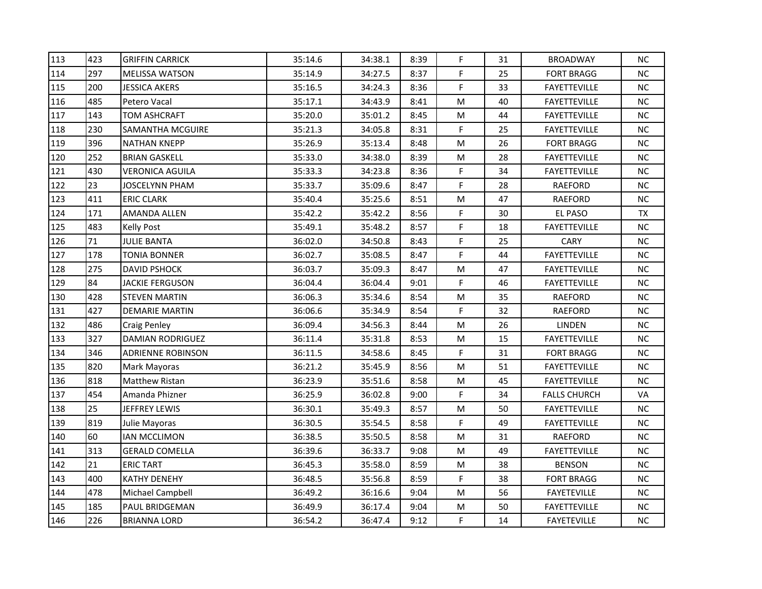| | | | | | | | | | |
|---|---|---|---|---|---|---|---|---|---|
| 113 | 423 | GRIFFIN CARRICK | 35:14.6 | 34:38.1 | 8:39 | F | 31 | BROADWAY | NC |
| 114 | 297 | MELISSA WATSON | 35:14.9 | 34:27.5 | 8:37 | F | 25 | FORT BRAGG | NC |
| 115 | 200 | JESSICA AKERS | 35:16.5 | 34:24.3 | 8:36 | F | 33 | FAYETTEVILLE | NC |
| 116 | 485 | Petero Vacal | 35:17.1 | 34:43.9 | 8:41 | M | 40 | FAYETTEVILLE | NC |
| 117 | 143 | TOM ASHCRAFT | 35:20.0 | 35:01.2 | 8:45 | M | 44 | FAYETTEVILLE | NC |
| 118 | 230 | SAMANTHA MCGUIRE | 35:21.3 | 34:05.8 | 8:31 | F | 25 | FAYETTEVILLE | NC |
| 119 | 396 | NATHAN KNEPP | 35:26.9 | 35:13.4 | 8:48 | M | 26 | FORT BRAGG | NC |
| 120 | 252 | BRIAN GASKELL | 35:33.0 | 34:38.0 | 8:39 | M | 28 | FAYETTEVILLE | NC |
| 121 | 430 | VERONICA AGUILA | 35:33.3 | 34:23.8 | 8:36 | F | 34 | FAYETTEVILLE | NC |
| 122 | 23 | JOSCELYNN PHAM | 35:33.7 | 35:09.6 | 8:47 | F | 28 | RAEFORD | NC |
| 123 | 411 | ERIC CLARK | 35:40.4 | 35:25.6 | 8:51 | M | 47 | RAEFORD | NC |
| 124 | 171 | AMANDA ALLEN | 35:42.2 | 35:42.2 | 8:56 | F | 30 | EL PASO | TX |
| 125 | 483 | Kelly Post | 35:49.1 | 35:48.2 | 8:57 | F | 18 | FAYETTEVILLE | NC |
| 126 | 71 | JULIE BANTA | 36:02.0 | 34:50.8 | 8:43 | F | 25 | CARY | NC |
| 127 | 178 | TONIA BONNER | 36:02.7 | 35:08.5 | 8:47 | F | 44 | FAYETTEVILLE | NC |
| 128 | 275 | DAVID PSHOCK | 36:03.7 | 35:09.3 | 8:47 | M | 47 | FAYETTEVILLE | NC |
| 129 | 84 | JACKIE FERGUSON | 36:04.4 | 36:04.4 | 9:01 | F | 46 | FAYETTEVILLE | NC |
| 130 | 428 | STEVEN MARTIN | 36:06.3 | 35:34.6 | 8:54 | M | 35 | RAEFORD | NC |
| 131 | 427 | DEMARIE MARTIN | 36:06.6 | 35:34.9 | 8:54 | F | 32 | RAEFORD | NC |
| 132 | 486 | Craig Penley | 36:09.4 | 34:56.3 | 8:44 | M | 26 | LINDEN | NC |
| 133 | 327 | DAMIAN RODRIGUEZ | 36:11.4 | 35:31.8 | 8:53 | M | 15 | FAYETTEVILLE | NC |
| 134 | 346 | ADRIENNE ROBINSON | 36:11.5 | 34:58.6 | 8:45 | F | 31 | FORT BRAGG | NC |
| 135 | 820 | Mark Mayoras | 36:21.2 | 35:45.9 | 8:56 | M | 51 | FAYETTEVILLE | NC |
| 136 | 818 | Matthew Ristan | 36:23.9 | 35:51.6 | 8:58 | M | 45 | FAYETTEVILLE | NC |
| 137 | 454 | Amanda Phizner | 36:25.9 | 36:02.8 | 9:00 | F | 34 | FALLS CHURCH | VA |
| 138 | 25 | JEFFREY LEWIS | 36:30.1 | 35:49.3 | 8:57 | M | 50 | FAYETTEVILLE | NC |
| 139 | 819 | Julie Mayoras | 36:30.5 | 35:54.5 | 8:58 | F | 49 | FAYETTEVILLE | NC |
| 140 | 60 | IAN MCCLIMON | 36:38.5 | 35:50.5 | 8:58 | M | 31 | RAEFORD | NC |
| 141 | 313 | GERALD COMELLA | 36:39.6 | 36:33.7 | 9:08 | M | 49 | FAYETTEVILLE | NC |
| 142 | 21 | ERIC TART | 36:45.3 | 35:58.0 | 8:59 | M | 38 | BENSON | NC |
| 143 | 400 | KATHY DENEHY | 36:48.5 | 35:56.8 | 8:59 | F | 38 | FORT BRAGG | NC |
| 144 | 478 | Michael Campbell | 36:49.2 | 36:16.6 | 9:04 | M | 56 | FAYETEVILLE | NC |
| 145 | 185 | PAUL BRIDGEMAN | 36:49.9 | 36:17.4 | 9:04 | M | 50 | FAYETTEVILLE | NC |
| 146 | 226 | BRIANNA LORD | 36:54.2 | 36:47.4 | 9:12 | F | 14 | FAYETEVILLE | NC |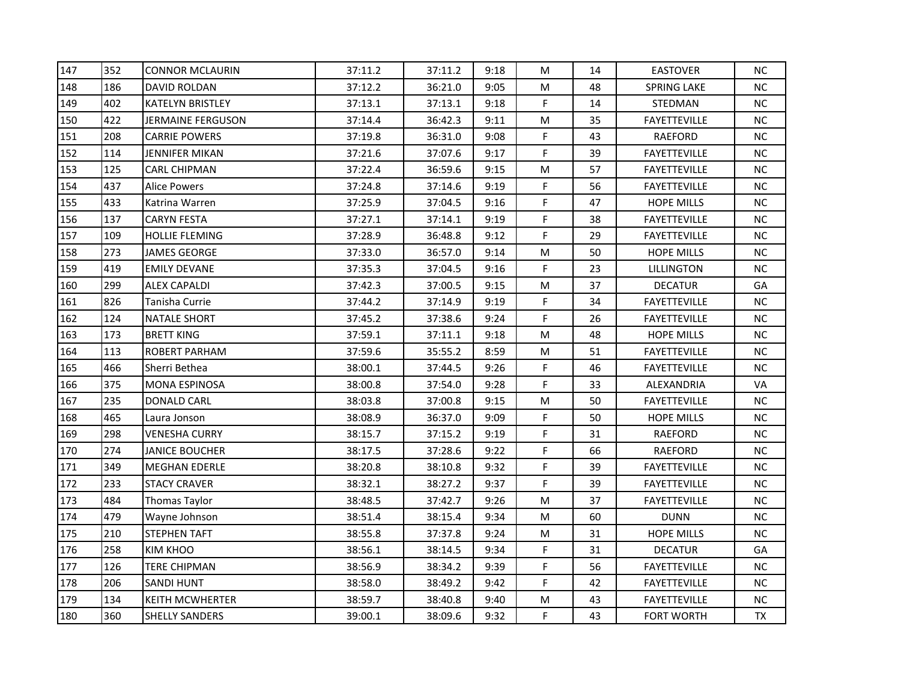| | | | | | | | | | |
|---|---|---|---|---|---|---|---|---|---|
| 147 | 352 | CONNOR MCLAURIN | 37:11.2 | 37:11.2 | 9:18 | M | 14 | EASTOVER | NC |
| 148 | 186 | DAVID ROLDAN | 37:12.2 | 36:21.0 | 9:05 | M | 48 | SPRING LAKE | NC |
| 149 | 402 | KATELYN BRISTLEY | 37:13.1 | 37:13.1 | 9:18 | F | 14 | STEDMAN | NC |
| 150 | 422 | JERMAINE FERGUSON | 37:14.4 | 36:42.3 | 9:11 | M | 35 | FAYETTEVILLE | NC |
| 151 | 208 | CARRIE POWERS | 37:19.8 | 36:31.0 | 9:08 | F | 43 | RAEFORD | NC |
| 152 | 114 | JENNIFER MIKAN | 37:21.6 | 37:07.6 | 9:17 | F | 39 | FAYETTEVILLE | NC |
| 153 | 125 | CARL CHIPMAN | 37:22.4 | 36:59.6 | 9:15 | M | 57 | FAYETTEVILLE | NC |
| 154 | 437 | Alice Powers | 37:24.8 | 37:14.6 | 9:19 | F | 56 | FAYETTEVILLE | NC |
| 155 | 433 | Katrina Warren | 37:25.9 | 37:04.5 | 9:16 | F | 47 | HOPE MILLS | NC |
| 156 | 137 | CARYN FESTA | 37:27.1 | 37:14.1 | 9:19 | F | 38 | FAYETTEVILLE | NC |
| 157 | 109 | HOLLIE FLEMING | 37:28.9 | 36:48.8 | 9:12 | F | 29 | FAYETTEVILLE | NC |
| 158 | 273 | JAMES GEORGE | 37:33.0 | 36:57.0 | 9:14 | M | 50 | HOPE MILLS | NC |
| 159 | 419 | EMILY DEVANE | 37:35.3 | 37:04.5 | 9:16 | F | 23 | LILLINGTON | NC |
| 160 | 299 | ALEX CAPALDI | 37:42.3 | 37:00.5 | 9:15 | M | 37 | DECATUR | GA |
| 161 | 826 | Tanisha Currie | 37:44.2 | 37:14.9 | 9:19 | F | 34 | FAYETTEVILLE | NC |
| 162 | 124 | NATALE SHORT | 37:45.2 | 37:38.6 | 9:24 | F | 26 | FAYETTEVILLE | NC |
| 163 | 173 | BRETT KING | 37:59.1 | 37:11.1 | 9:18 | M | 48 | HOPE MILLS | NC |
| 164 | 113 | ROBERT PARHAM | 37:59.6 | 35:55.2 | 8:59 | M | 51 | FAYETTEVILLE | NC |
| 165 | 466 | Sherri Bethea | 38:00.1 | 37:44.5 | 9:26 | F | 46 | FAYETTEVILLE | NC |
| 166 | 375 | MONA ESPINOSA | 38:00.8 | 37:54.0 | 9:28 | F | 33 | ALEXANDRIA | VA |
| 167 | 235 | DONALD CARL | 38:03.8 | 37:00.8 | 9:15 | M | 50 | FAYETTEVILLE | NC |
| 168 | 465 | Laura Jonson | 38:08.9 | 36:37.0 | 9:09 | F | 50 | HOPE MILLS | NC |
| 169 | 298 | VENESHA CURRY | 38:15.7 | 37:15.2 | 9:19 | F | 31 | RAEFORD | NC |
| 170 | 274 | JANICE BOUCHER | 38:17.5 | 37:28.6 | 9:22 | F | 66 | RAEFORD | NC |
| 171 | 349 | MEGHAN EDERLE | 38:20.8 | 38:10.8 | 9:32 | F | 39 | FAYETTEVILLE | NC |
| 172 | 233 | STACY CRAVER | 38:32.1 | 38:27.2 | 9:37 | F | 39 | FAYETTEVILLE | NC |
| 173 | 484 | Thomas Taylor | 38:48.5 | 37:42.7 | 9:26 | M | 37 | FAYETTEVILLE | NC |
| 174 | 479 | Wayne Johnson | 38:51.4 | 38:15.4 | 9:34 | M | 60 | DUNN | NC |
| 175 | 210 | STEPHEN TAFT | 38:55.8 | 37:37.8 | 9:24 | M | 31 | HOPE MILLS | NC |
| 176 | 258 | KIM KHOO | 38:56.1 | 38:14.5 | 9:34 | F | 31 | DECATUR | GA |
| 177 | 126 | TERE CHIPMAN | 38:56.9 | 38:34.2 | 9:39 | F | 56 | FAYETTEVILLE | NC |
| 178 | 206 | SANDI HUNT | 38:58.0 | 38:49.2 | 9:42 | F | 42 | FAYETTEVILLE | NC |
| 179 | 134 | KEITH MCWHERTER | 38:59.7 | 38:40.8 | 9:40 | M | 43 | FAYETTEVILLE | NC |
| 180 | 360 | SHELLY SANDERS | 39:00.1 | 38:09.6 | 9:32 | F | 43 | FORT WORTH | TX |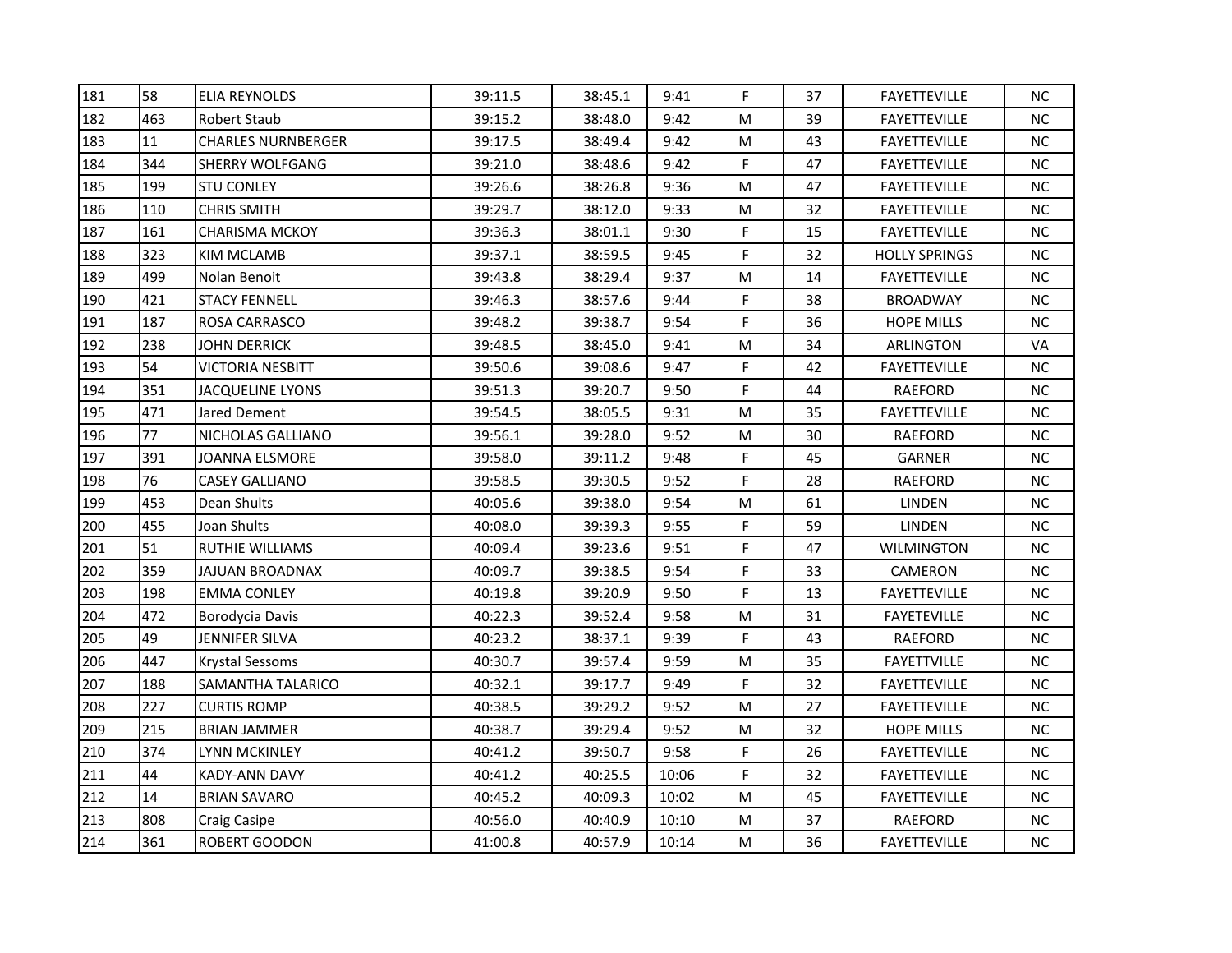| | | | | | | | | | |
|---|---|---|---|---|---|---|---|---|---|
| 181 | 58 | ELIA REYNOLDS | 39:11.5 | 38:45.1 | 9:41 | F | 37 | FAYETTEVILLE | NC |
| 182 | 463 | Robert Staub | 39:15.2 | 38:48.0 | 9:42 | M | 39 | FAYETTEVILLE | NC |
| 183 | 11 | CHARLES NURNBERGER | 39:17.5 | 38:49.4 | 9:42 | M | 43 | FAYETTEVILLE | NC |
| 184 | 344 | SHERRY WOLFGANG | 39:21.0 | 38:48.6 | 9:42 | F | 47 | FAYETTEVILLE | NC |
| 185 | 199 | STU CONLEY | 39:26.6 | 38:26.8 | 9:36 | M | 47 | FAYETTEVILLE | NC |
| 186 | 110 | CHRIS SMITH | 39:29.7 | 38:12.0 | 9:33 | M | 32 | FAYETTEVILLE | NC |
| 187 | 161 | CHARISMA MCKOY | 39:36.3 | 38:01.1 | 9:30 | F | 15 | FAYETTEVILLE | NC |
| 188 | 323 | KIM MCLAMB | 39:37.1 | 38:59.5 | 9:45 | F | 32 | HOLLY SPRINGS | NC |
| 189 | 499 | Nolan Benoit | 39:43.8 | 38:29.4 | 9:37 | M | 14 | FAYETTEVILLE | NC |
| 190 | 421 | STACY FENNELL | 39:46.3 | 38:57.6 | 9:44 | F | 38 | BROADWAY | NC |
| 191 | 187 | ROSA CARRASCO | 39:48.2 | 39:38.7 | 9:54 | F | 36 | HOPE MILLS | NC |
| 192 | 238 | JOHN DERRICK | 39:48.5 | 38:45.0 | 9:41 | M | 34 | ARLINGTON | VA |
| 193 | 54 | VICTORIA NESBITT | 39:50.6 | 39:08.6 | 9:47 | F | 42 | FAYETTEVILLE | NC |
| 194 | 351 | JACQUELINE LYONS | 39:51.3 | 39:20.7 | 9:50 | F | 44 | RAEFORD | NC |
| 195 | 471 | Jared Dement | 39:54.5 | 38:05.5 | 9:31 | M | 35 | FAYETTEVILLE | NC |
| 196 | 77 | NICHOLAS GALLIANO | 39:56.1 | 39:28.0 | 9:52 | M | 30 | RAEFORD | NC |
| 197 | 391 | JOANNA ELSMORE | 39:58.0 | 39:11.2 | 9:48 | F | 45 | GARNER | NC |
| 198 | 76 | CASEY GALLIANO | 39:58.5 | 39:30.5 | 9:52 | F | 28 | RAEFORD | NC |
| 199 | 453 | Dean Shults | 40:05.6 | 39:38.0 | 9:54 | M | 61 | LINDEN | NC |
| 200 | 455 | Joan Shults | 40:08.0 | 39:39.3 | 9:55 | F | 59 | LINDEN | NC |
| 201 | 51 | RUTHIE WILLIAMS | 40:09.4 | 39:23.6 | 9:51 | F | 47 | WILMINGTON | NC |
| 202 | 359 | JAJUAN BROADNAX | 40:09.7 | 39:38.5 | 9:54 | F | 33 | CAMERON | NC |
| 203 | 198 | EMMA CONLEY | 40:19.8 | 39:20.9 | 9:50 | F | 13 | FAYETTEVILLE | NC |
| 204 | 472 | Borodycia Davis | 40:22.3 | 39:52.4 | 9:58 | M | 31 | FAYETEVILLE | NC |
| 205 | 49 | JENNIFER SILVA | 40:23.2 | 38:37.1 | 9:39 | F | 43 | RAEFORD | NC |
| 206 | 447 | Krystal Sessoms | 40:30.7 | 39:57.4 | 9:59 | M | 35 | FAYETTVILLE | NC |
| 207 | 188 | SAMANTHA TALARICO | 40:32.1 | 39:17.7 | 9:49 | F | 32 | FAYETTEVILLE | NC |
| 208 | 227 | CURTIS ROMP | 40:38.5 | 39:29.2 | 9:52 | M | 27 | FAYETTEVILLE | NC |
| 209 | 215 | BRIAN JAMMER | 40:38.7 | 39:29.4 | 9:52 | M | 32 | HOPE MILLS | NC |
| 210 | 374 | LYNN MCKINLEY | 40:41.2 | 39:50.7 | 9:58 | F | 26 | FAYETTEVILLE | NC |
| 211 | 44 | KADY-ANN DAVY | 40:41.2 | 40:25.5 | 10:06 | F | 32 | FAYETTEVILLE | NC |
| 212 | 14 | BRIAN SAVARO | 40:45.2 | 40:09.3 | 10:02 | M | 45 | FAYETTEVILLE | NC |
| 213 | 808 | Craig Casipe | 40:56.0 | 40:40.9 | 10:10 | M | 37 | RAEFORD | NC |
| 214 | 361 | ROBERT GOODON | 41:00.8 | 40:57.9 | 10:14 | M | 36 | FAYETTEVILLE | NC |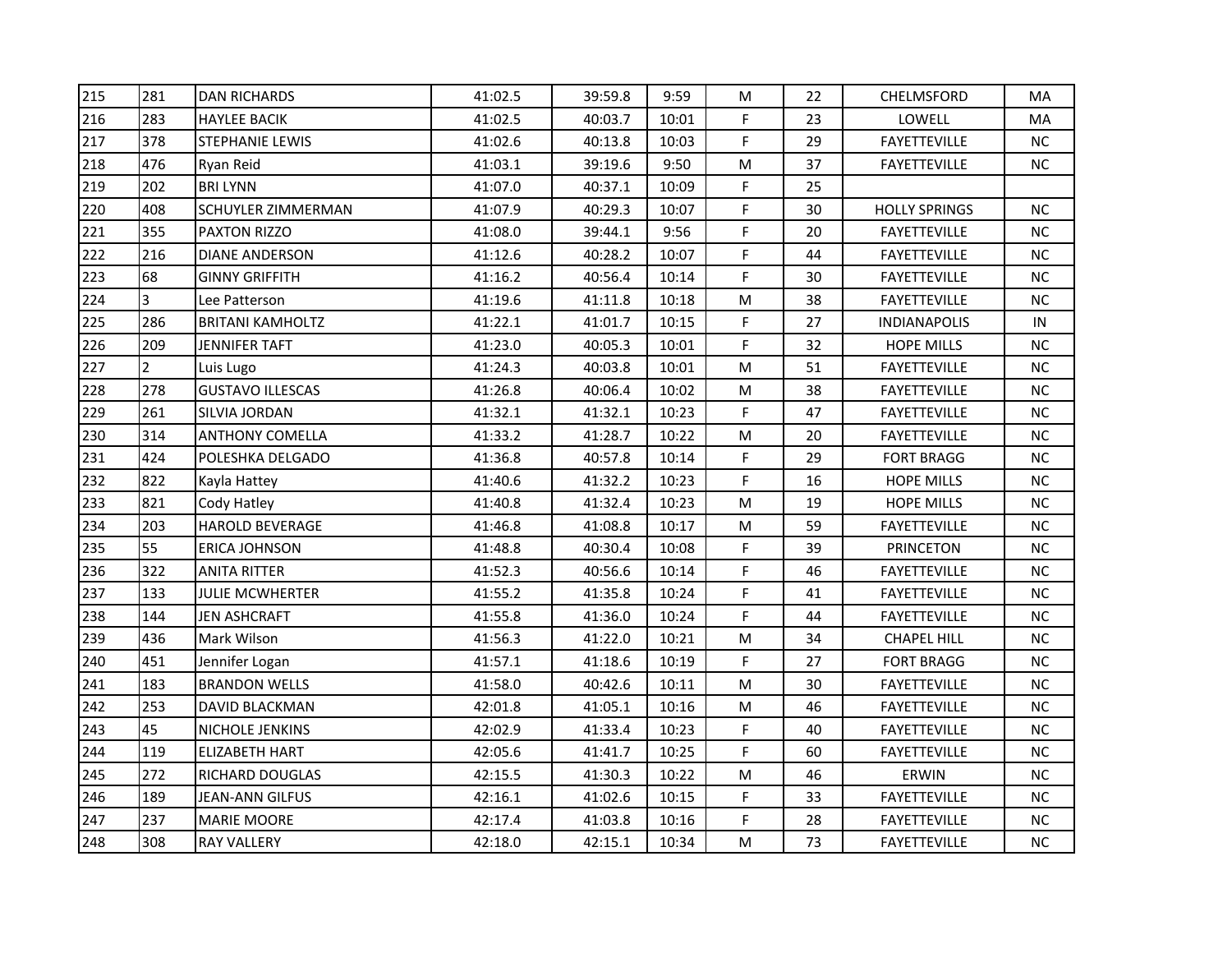| | | | | | | | | | |
|---|---|---|---|---|---|---|---|---|---|
| 215 | 281 | DAN RICHARDS | 41:02.5 | 39:59.8 | 9:59 | M | 22 | CHELMSFORD | MA |
| 216 | 283 | HAYLEE BACIK | 41:02.5 | 40:03.7 | 10:01 | F | 23 | LOWELL | MA |
| 217 | 378 | STEPHANIE LEWIS | 41:02.6 | 40:13.8 | 10:03 | F | 29 | FAYETTEVILLE | NC |
| 218 | 476 | Ryan Reid | 41:03.1 | 39:19.6 | 9:50 | M | 37 | FAYETTEVILLE | NC |
| 219 | 202 | BRI LYNN | 41:07.0 | 40:37.1 | 10:09 | F | 25 | | |
| 220 | 408 | SCHUYLER ZIMMERMAN | 41:07.9 | 40:29.3 | 10:07 | F | 30 | HOLLY SPRINGS | NC |
| 221 | 355 | PAXTON RIZZO | 41:08.0 | 39:44.1 | 9:56 | F | 20 | FAYETTEVILLE | NC |
| 222 | 216 | DIANE ANDERSON | 41:12.6 | 40:28.2 | 10:07 | F | 44 | FAYETTEVILLE | NC |
| 223 | 68 | GINNY GRIFFITH | 41:16.2 | 40:56.4 | 10:14 | F | 30 | FAYETTEVILLE | NC |
| 224 | 3 | Lee Patterson | 41:19.6 | 41:11.8 | 10:18 | M | 38 | FAYETTEVILLE | NC |
| 225 | 286 | BRITANI KAMHOLTZ | 41:22.1 | 41:01.7 | 10:15 | F | 27 | INDIANAPOLIS | IN |
| 226 | 209 | JENNIFER TAFT | 41:23.0 | 40:05.3 | 10:01 | F | 32 | HOPE MILLS | NC |
| 227 | 2 | Luis Lugo | 41:24.3 | 40:03.8 | 10:01 | M | 51 | FAYETTEVILLE | NC |
| 228 | 278 | GUSTAVO ILLESCAS | 41:26.8 | 40:06.4 | 10:02 | M | 38 | FAYETTEVILLE | NC |
| 229 | 261 | SILVIA JORDAN | 41:32.1 | 41:32.1 | 10:23 | F | 47 | FAYETTEVILLE | NC |
| 230 | 314 | ANTHONY COMELLA | 41:33.2 | 41:28.7 | 10:22 | M | 20 | FAYETTEVILLE | NC |
| 231 | 424 | POLESHKA DELGADO | 41:36.8 | 40:57.8 | 10:14 | F | 29 | FORT BRAGG | NC |
| 232 | 822 | Kayla Hattey | 41:40.6 | 41:32.2 | 10:23 | F | 16 | HOPE MILLS | NC |
| 233 | 821 | Cody Hatley | 41:40.8 | 41:32.4 | 10:23 | M | 19 | HOPE MILLS | NC |
| 234 | 203 | HAROLD BEVERAGE | 41:46.8 | 41:08.8 | 10:17 | M | 59 | FAYETTEVILLE | NC |
| 235 | 55 | ERICA JOHNSON | 41:48.8 | 40:30.4 | 10:08 | F | 39 | PRINCETON | NC |
| 236 | 322 | ANITA RITTER | 41:52.3 | 40:56.6 | 10:14 | F | 46 | FAYETTEVILLE | NC |
| 237 | 133 | JULIE MCWHERTER | 41:55.2 | 41:35.8 | 10:24 | F | 41 | FAYETTEVILLE | NC |
| 238 | 144 | JEN ASHCRAFT | 41:55.8 | 41:36.0 | 10:24 | F | 44 | FAYETTEVILLE | NC |
| 239 | 436 | Mark Wilson | 41:56.3 | 41:22.0 | 10:21 | M | 34 | CHAPEL HILL | NC |
| 240 | 451 | Jennifer Logan | 41:57.1 | 41:18.6 | 10:19 | F | 27 | FORT BRAGG | NC |
| 241 | 183 | BRANDON WELLS | 41:58.0 | 40:42.6 | 10:11 | M | 30 | FAYETTEVILLE | NC |
| 242 | 253 | DAVID BLACKMAN | 42:01.8 | 41:05.1 | 10:16 | M | 46 | FAYETTEVILLE | NC |
| 243 | 45 | NICHOLE JENKINS | 42:02.9 | 41:33.4 | 10:23 | F | 40 | FAYETTEVILLE | NC |
| 244 | 119 | ELIZABETH HART | 42:05.6 | 41:41.7 | 10:25 | F | 60 | FAYETTEVILLE | NC |
| 245 | 272 | RICHARD DOUGLAS | 42:15.5 | 41:30.3 | 10:22 | M | 46 | ERWIN | NC |
| 246 | 189 | JEAN-ANN GILFUS | 42:16.1 | 41:02.6 | 10:15 | F | 33 | FAYETTEVILLE | NC |
| 247 | 237 | MARIE MOORE | 42:17.4 | 41:03.8 | 10:16 | F | 28 | FAYETTEVILLE | NC |
| 248 | 308 | RAY VALLERY | 42:18.0 | 42:15.1 | 10:34 | M | 73 | FAYETTEVILLE | NC |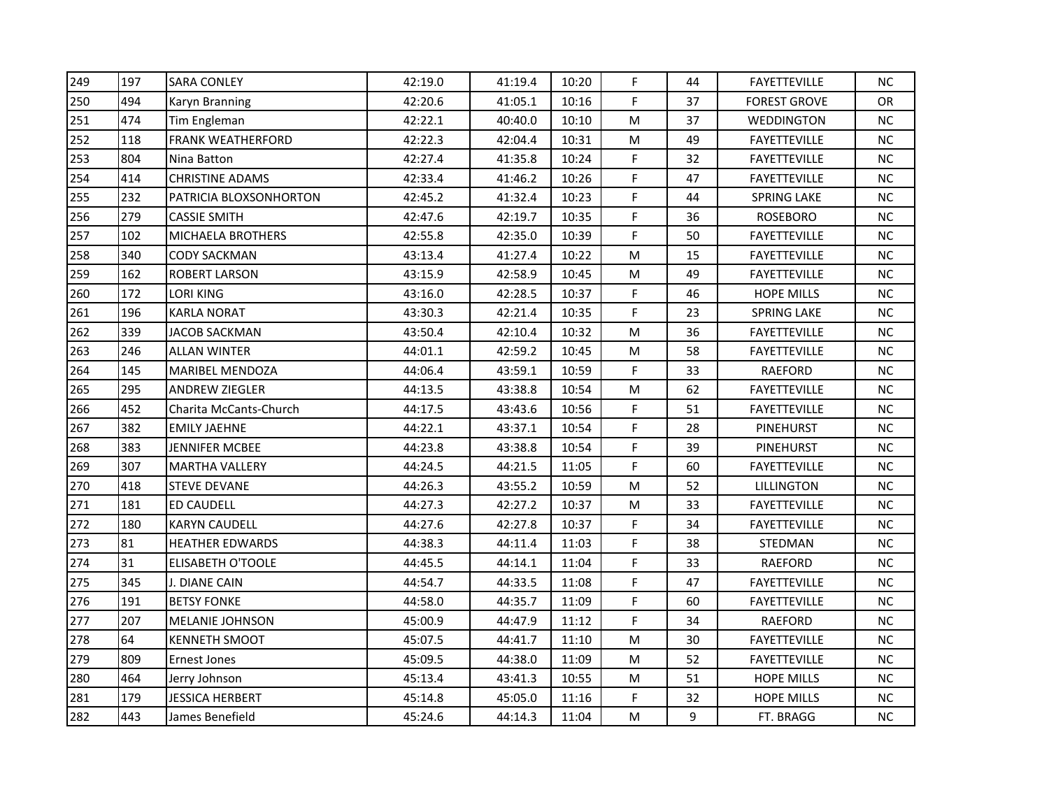| 249 | 197 | SARA CONLEY | 42:19.0 | 41:19.4 | 10:20 | F | 44 | FAYETTEVILLE | NC |
|---|---|---|---|---|---|---|---|---|---|
| 250 | 494 | Karyn Branning | 42:20.6 | 41:05.1 | 10:16 | F | 37 | FOREST GROVE | OR |
| 251 | 474 | Tim Engleman | 42:22.1 | 40:40.0 | 10:10 | M | 37 | WEDDINGTON | NC |
| 252 | 118 | FRANK WEATHERFORD | 42:22.3 | 42:04.4 | 10:31 | M | 49 | FAYETTEVILLE | NC |
| 253 | 804 | Nina Batton | 42:27.4 | 41:35.8 | 10:24 | F | 32 | FAYETTEVILLE | NC |
| 254 | 414 | CHRISTINE ADAMS | 42:33.4 | 41:46.2 | 10:26 | F | 47 | FAYETTEVILLE | NC |
| 255 | 232 | PATRICIA BLOXSONHORTON | 42:45.2 | 41:32.4 | 10:23 | F | 44 | SPRING LAKE | NC |
| 256 | 279 | CASSIE SMITH | 42:47.6 | 42:19.7 | 10:35 | F | 36 | ROSEBORO | NC |
| 257 | 102 | MICHAELA BROTHERS | 42:55.8 | 42:35.0 | 10:39 | F | 50 | FAYETTEVILLE | NC |
| 258 | 340 | CODY SACKMAN | 43:13.4 | 41:27.4 | 10:22 | M | 15 | FAYETTEVILLE | NC |
| 259 | 162 | ROBERT LARSON | 43:15.9 | 42:58.9 | 10:45 | M | 49 | FAYETTEVILLE | NC |
| 260 | 172 | LORI KING | 43:16.0 | 42:28.5 | 10:37 | F | 46 | HOPE MILLS | NC |
| 261 | 196 | KARLA NORAT | 43:30.3 | 42:21.4 | 10:35 | F | 23 | SPRING LAKE | NC |
| 262 | 339 | JACOB SACKMAN | 43:50.4 | 42:10.4 | 10:32 | M | 36 | FAYETTEVILLE | NC |
| 263 | 246 | ALLAN WINTER | 44:01.1 | 42:59.2 | 10:45 | M | 58 | FAYETTEVILLE | NC |
| 264 | 145 | MARIBEL MENDOZA | 44:06.4 | 43:59.1 | 10:59 | F | 33 | RAEFORD | NC |
| 265 | 295 | ANDREW ZIEGLER | 44:13.5 | 43:38.8 | 10:54 | M | 62 | FAYETTEVILLE | NC |
| 266 | 452 | Charita McCants-Church | 44:17.5 | 43:43.6 | 10:56 | F | 51 | FAYETTEVILLE | NC |
| 267 | 382 | EMILY JAEHNE | 44:22.1 | 43:37.1 | 10:54 | F | 28 | PINEHURST | NC |
| 268 | 383 | JENNIFER MCBEE | 44:23.8 | 43:38.8 | 10:54 | F | 39 | PINEHURST | NC |
| 269 | 307 | MARTHA VALLERY | 44:24.5 | 44:21.5 | 11:05 | F | 60 | FAYETTEVILLE | NC |
| 270 | 418 | STEVE DEVANE | 44:26.3 | 43:55.2 | 10:59 | M | 52 | LILLINGTON | NC |
| 271 | 181 | ED CAUDELL | 44:27.3 | 42:27.2 | 10:37 | M | 33 | FAYETTEVILLE | NC |
| 272 | 180 | KARYN CAUDELL | 44:27.6 | 42:27.8 | 10:37 | F | 34 | FAYETTEVILLE | NC |
| 273 | 81 | HEATHER EDWARDS | 44:38.3 | 44:11.4 | 11:03 | F | 38 | STEDMAN | NC |
| 274 | 31 | ELISABETH O'TOOLE | 44:45.5 | 44:14.1 | 11:04 | F | 33 | RAEFORD | NC |
| 275 | 345 | J. DIANE CAIN | 44:54.7 | 44:33.5 | 11:08 | F | 47 | FAYETTEVILLE | NC |
| 276 | 191 | BETSY FONKE | 44:58.0 | 44:35.7 | 11:09 | F | 60 | FAYETTEVILLE | NC |
| 277 | 207 | MELANIE JOHNSON | 45:00.9 | 44:47.9 | 11:12 | F | 34 | RAEFORD | NC |
| 278 | 64 | KENNETH SMOOT | 45:07.5 | 44:41.7 | 11:10 | M | 30 | FAYETTEVILLE | NC |
| 279 | 809 | Ernest Jones | 45:09.5 | 44:38.0 | 11:09 | M | 52 | FAYETTEVILLE | NC |
| 280 | 464 | Jerry Johnson | 45:13.4 | 43:41.3 | 10:55 | M | 51 | HOPE MILLS | NC |
| 281 | 179 | JESSICA HERBERT | 45:14.8 | 45:05.0 | 11:16 | F | 32 | HOPE MILLS | NC |
| 282 | 443 | James Benefield | 45:24.6 | 44:14.3 | 11:04 | M | 9 | FT. BRAGG | NC |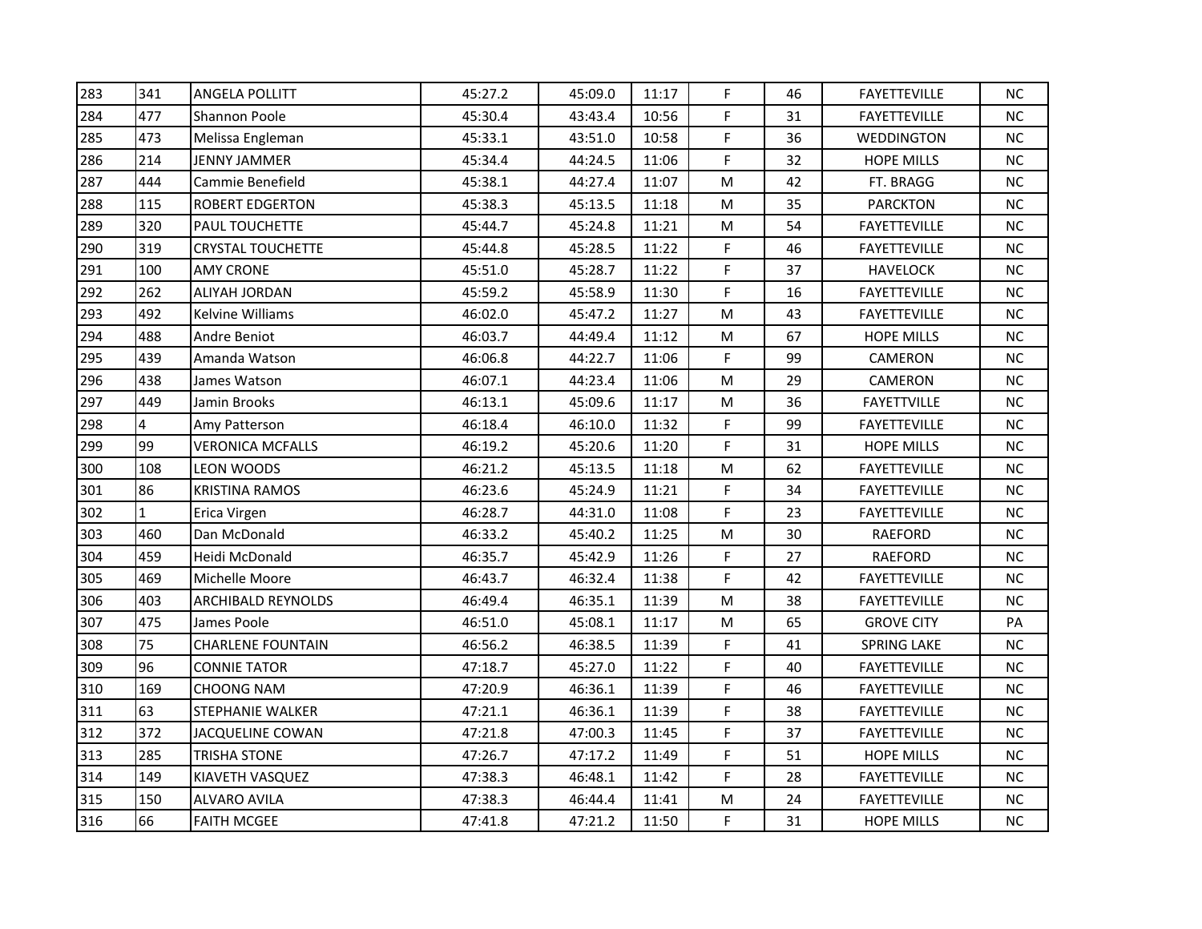| 283 | 341 | ANGELA POLLITT | 45:27.2 | 45:09.0 | 11:17 | F | 46 | FAYETTEVILLE | NC |
|---|---|---|---|---|---|---|---|---|---|
| 284 | 477 | Shannon Poole | 45:30.4 | 43:43.4 | 10:56 | F | 31 | FAYETTEVILLE | NC |
| 285 | 473 | Melissa Engleman | 45:33.1 | 43:51.0 | 10:58 | F | 36 | WEDDINGTON | NC |
| 286 | 214 | JENNY JAMMER | 45:34.4 | 44:24.5 | 11:06 | F | 32 | HOPE MILLS | NC |
| 287 | 444 | Cammie Benefield | 45:38.1 | 44:27.4 | 11:07 | M | 42 | FT. BRAGG | NC |
| 288 | 115 | ROBERT EDGERTON | 45:38.3 | 45:13.5 | 11:18 | M | 35 | PARCKTON | NC |
| 289 | 320 | PAUL TOUCHETTE | 45:44.7 | 45:24.8 | 11:21 | M | 54 | FAYETTEVILLE | NC |
| 290 | 319 | CRYSTAL TOUCHETTE | 45:44.8 | 45:28.5 | 11:22 | F | 46 | FAYETTEVILLE | NC |
| 291 | 100 | AMY CRONE | 45:51.0 | 45:28.7 | 11:22 | F | 37 | HAVELOCK | NC |
| 292 | 262 | ALIYAH JORDAN | 45:59.2 | 45:58.9 | 11:30 | F | 16 | FAYETTEVILLE | NC |
| 293 | 492 | Kelvine Williams | 46:02.0 | 45:47.2 | 11:27 | M | 43 | FAYETTEVILLE | NC |
| 294 | 488 | Andre Beniot | 46:03.7 | 44:49.4 | 11:12 | M | 67 | HOPE MILLS | NC |
| 295 | 439 | Amanda Watson | 46:06.8 | 44:22.7 | 11:06 | F | 99 | CAMERON | NC |
| 296 | 438 | James Watson | 46:07.1 | 44:23.4 | 11:06 | M | 29 | CAMERON | NC |
| 297 | 449 | Jamin Brooks | 46:13.1 | 45:09.6 | 11:17 | M | 36 | FAYETTVILLE | NC |
| 298 | 4 | Amy Patterson | 46:18.4 | 46:10.0 | 11:32 | F | 99 | FAYETTEVILLE | NC |
| 299 | 99 | VERONICA MCFALLS | 46:19.2 | 45:20.6 | 11:20 | F | 31 | HOPE MILLS | NC |
| 300 | 108 | LEON WOODS | 46:21.2 | 45:13.5 | 11:18 | M | 62 | FAYETTEVILLE | NC |
| 301 | 86 | KRISTINA RAMOS | 46:23.6 | 45:24.9 | 11:21 | F | 34 | FAYETTEVILLE | NC |
| 302 | 1 | Erica Virgen | 46:28.7 | 44:31.0 | 11:08 | F | 23 | FAYETTEVILLE | NC |
| 303 | 460 | Dan McDonald | 46:33.2 | 45:40.2 | 11:25 | M | 30 | RAEFORD | NC |
| 304 | 459 | Heidi McDonald | 46:35.7 | 45:42.9 | 11:26 | F | 27 | RAEFORD | NC |
| 305 | 469 | Michelle Moore | 46:43.7 | 46:32.4 | 11:38 | F | 42 | FAYETTEVILLE | NC |
| 306 | 403 | ARCHIBALD REYNOLDS | 46:49.4 | 46:35.1 | 11:39 | M | 38 | FAYETTEVILLE | NC |
| 307 | 475 | James Poole | 46:51.0 | 45:08.1 | 11:17 | M | 65 | GROVE CITY | PA |
| 308 | 75 | CHARLENE FOUNTAIN | 46:56.2 | 46:38.5 | 11:39 | F | 41 | SPRING LAKE | NC |
| 309 | 96 | CONNIE TATOR | 47:18.7 | 45:27.0 | 11:22 | F | 40 | FAYETTEVILLE | NC |
| 310 | 169 | CHOONG NAM | 47:20.9 | 46:36.1 | 11:39 | F | 46 | FAYETTEVILLE | NC |
| 311 | 63 | STEPHANIE WALKER | 47:21.1 | 46:36.1 | 11:39 | F | 38 | FAYETTEVILLE | NC |
| 312 | 372 | JACQUELINE COWAN | 47:21.8 | 47:00.3 | 11:45 | F | 37 | FAYETTEVILLE | NC |
| 313 | 285 | TRISHA STONE | 47:26.7 | 47:17.2 | 11:49 | F | 51 | HOPE MILLS | NC |
| 314 | 149 | KIAVETH VASQUEZ | 47:38.3 | 46:48.1 | 11:42 | F | 28 | FAYETTEVILLE | NC |
| 315 | 150 | ALVARO AVILA | 47:38.3 | 46:44.4 | 11:41 | M | 24 | FAYETTEVILLE | NC |
| 316 | 66 | FAITH MCGEE | 47:41.8 | 47:21.2 | 11:50 | F | 31 | HOPE MILLS | NC |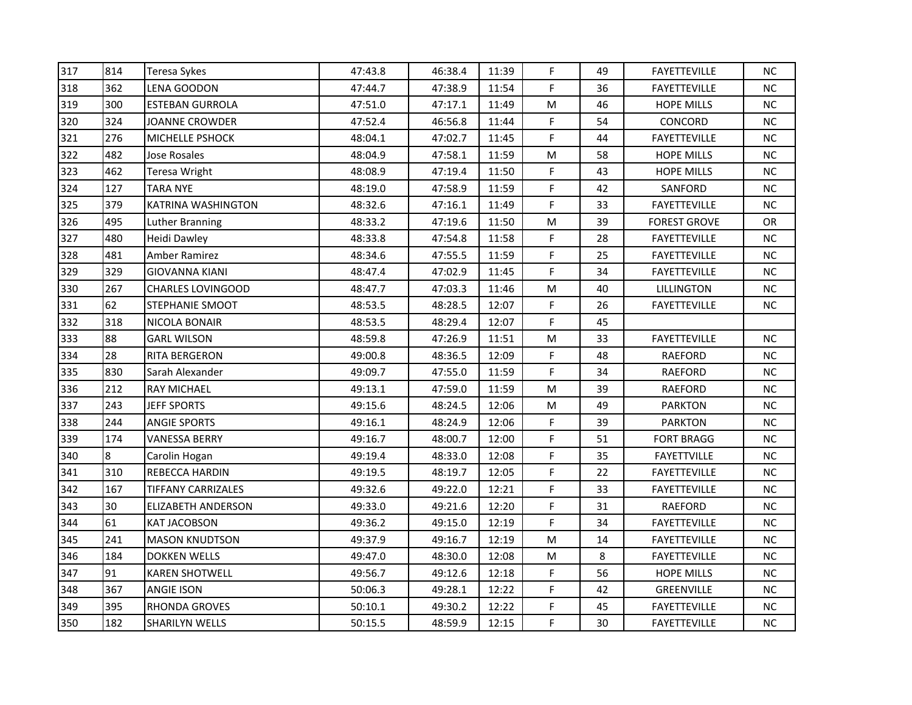| 317 | 814 | Teresa Sykes | 47:43.8 | 46:38.4 | 11:39 | F | 49 | FAYETTEVILLE | NC |
|---|---|---|---|---|---|---|---|---|---|
| 318 | 362 | LENA GOODON | 47:44.7 | 47:38.9 | 11:54 | F | 36 | FAYETTEVILLE | NC |
| 319 | 300 | ESTEBAN GURROLA | 47:51.0 | 47:17.1 | 11:49 | M | 46 | HOPE MILLS | NC |
| 320 | 324 | JOANNE CROWDER | 47:52.4 | 46:56.8 | 11:44 | F | 54 | CONCORD | NC |
| 321 | 276 | MICHELLE PSHOCK | 48:04.1 | 47:02.7 | 11:45 | F | 44 | FAYETTEVILLE | NC |
| 322 | 482 | Jose Rosales | 48:04.9 | 47:58.1 | 11:59 | M | 58 | HOPE MILLS | NC |
| 323 | 462 | Teresa Wright | 48:08.9 | 47:19.4 | 11:50 | F | 43 | HOPE MILLS | NC |
| 324 | 127 | TARA NYE | 48:19.0 | 47:58.9 | 11:59 | F | 42 | SANFORD | NC |
| 325 | 379 | KATRINA WASHINGTON | 48:32.6 | 47:16.1 | 11:49 | F | 33 | FAYETTEVILLE | NC |
| 326 | 495 | Luther Branning | 48:33.2 | 47:19.6 | 11:50 | M | 39 | FOREST GROVE | OR |
| 327 | 480 | Heidi Dawley | 48:33.8 | 47:54.8 | 11:58 | F | 28 | FAYETTEVILLE | NC |
| 328 | 481 | Amber Ramirez | 48:34.6 | 47:55.5 | 11:59 | F | 25 | FAYETTEVILLE | NC |
| 329 | 329 | GIOVANNA KIANI | 48:47.4 | 47:02.9 | 11:45 | F | 34 | FAYETTEVILLE | NC |
| 330 | 267 | CHARLES LOVINGOOD | 48:47.7 | 47:03.3 | 11:46 | M | 40 | LILLINGTON | NC |
| 331 | 62 | STEPHANIE SMOOT | 48:53.5 | 48:28.5 | 12:07 | F | 26 | FAYETTEVILLE | NC |
| 332 | 318 | NICOLA BONAIR | 48:53.5 | 48:29.4 | 12:07 | F | 45 | | |
| 333 | 88 | GARL WILSON | 48:59.8 | 47:26.9 | 11:51 | M | 33 | FAYETTEVILLE | NC |
| 334 | 28 | RITA BERGERON | 49:00.8 | 48:36.5 | 12:09 | F | 48 | RAEFORD | NC |
| 335 | 830 | Sarah Alexander | 49:09.7 | 47:55.0 | 11:59 | F | 34 | RAEFORD | NC |
| 336 | 212 | RAY MICHAEL | 49:13.1 | 47:59.0 | 11:59 | M | 39 | RAEFORD | NC |
| 337 | 243 | JEFF SPORTS | 49:15.6 | 48:24.5 | 12:06 | M | 49 | PARKTON | NC |
| 338 | 244 | ANGIE SPORTS | 49:16.1 | 48:24.9 | 12:06 | F | 39 | PARKTON | NC |
| 339 | 174 | VANESSA BERRY | 49:16.7 | 48:00.7 | 12:00 | F | 51 | FORT BRAGG | NC |
| 340 | 8 | Carolin Hogan | 49:19.4 | 48:33.0 | 12:08 | F | 35 | FAYETTVILLE | NC |
| 341 | 310 | REBECCA HARDIN | 49:19.5 | 48:19.7 | 12:05 | F | 22 | FAYETTEVILLE | NC |
| 342 | 167 | TIFFANY CARRIZALES | 49:32.6 | 49:22.0 | 12:21 | F | 33 | FAYETTEVILLE | NC |
| 343 | 30 | ELIZABETH ANDERSON | 49:33.0 | 49:21.6 | 12:20 | F | 31 | RAEFORD | NC |
| 344 | 61 | KAT JACOBSON | 49:36.2 | 49:15.0 | 12:19 | F | 34 | FAYETTEVILLE | NC |
| 345 | 241 | MASON KNUDTSON | 49:37.9 | 49:16.7 | 12:19 | M | 14 | FAYETTEVILLE | NC |
| 346 | 184 | DOKKEN WELLS | 49:47.0 | 48:30.0 | 12:08 | M | 8 | FAYETTEVILLE | NC |
| 347 | 91 | KAREN SHOTWELL | 49:56.7 | 49:12.6 | 12:18 | F | 56 | HOPE MILLS | NC |
| 348 | 367 | ANGIE ISON | 50:06.3 | 49:28.1 | 12:22 | F | 42 | GREENVILLE | NC |
| 349 | 395 | RHONDA GROVES | 50:10.1 | 49:30.2 | 12:22 | F | 45 | FAYETTEVILLE | NC |
| 350 | 182 | SHARILYN WELLS | 50:15.5 | 48:59.9 | 12:15 | F | 30 | FAYETTEVILLE | NC |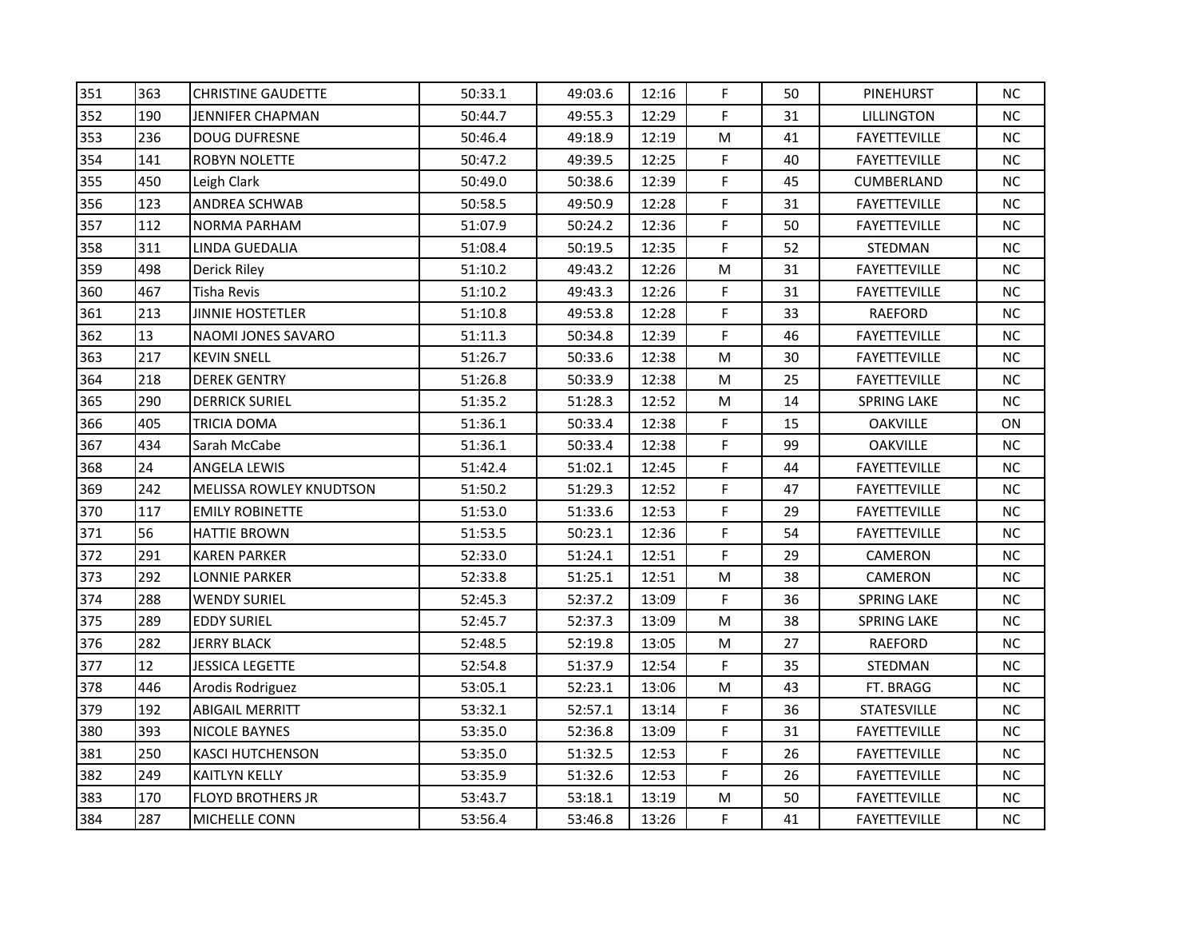| 351 | 363 | CHRISTINE GAUDETTE | 50:33.1 | 49:03.6 | 12:16 | F | 50 | PINEHURST | NC |
|---|---|---|---|---|---|---|---|---|---|
| 352 | 190 | JENNIFER CHAPMAN | 50:44.7 | 49:55.3 | 12:29 | F | 31 | LILLINGTON | NC |
| 353 | 236 | DOUG DUFRESNE | 50:46.4 | 49:18.9 | 12:19 | M | 41 | FAYETTEVILLE | NC |
| 354 | 141 | ROBYN NOLETTE | 50:47.2 | 49:39.5 | 12:25 | F | 40 | FAYETTEVILLE | NC |
| 355 | 450 | Leigh Clark | 50:49.0 | 50:38.6 | 12:39 | F | 45 | CUMBERLAND | NC |
| 356 | 123 | ANDREA SCHWAB | 50:58.5 | 49:50.9 | 12:28 | F | 31 | FAYETTEVILLE | NC |
| 357 | 112 | NORMA PARHAM | 51:07.9 | 50:24.2 | 12:36 | F | 50 | FAYETTEVILLE | NC |
| 358 | 311 | LINDA GUEDALIA | 51:08.4 | 50:19.5 | 12:35 | F | 52 | STEDMAN | NC |
| 359 | 498 | Derick Riley | 51:10.2 | 49:43.2 | 12:26 | M | 31 | FAYETTEVILLE | NC |
| 360 | 467 | Tisha Revis | 51:10.2 | 49:43.3 | 12:26 | F | 31 | FAYETTEVILLE | NC |
| 361 | 213 | JINNIE HOSTETLER | 51:10.8 | 49:53.8 | 12:28 | F | 33 | RAEFORD | NC |
| 362 | 13 | NAOMI JONES SAVARO | 51:11.3 | 50:34.8 | 12:39 | F | 46 | FAYETTEVILLE | NC |
| 363 | 217 | KEVIN SNELL | 51:26.7 | 50:33.6 | 12:38 | M | 30 | FAYETTEVILLE | NC |
| 364 | 218 | DEREK GENTRY | 51:26.8 | 50:33.9 | 12:38 | M | 25 | FAYETTEVILLE | NC |
| 365 | 290 | DERRICK SURIEL | 51:35.2 | 51:28.3 | 12:52 | M | 14 | SPRING LAKE | NC |
| 366 | 405 | TRICIA DOMA | 51:36.1 | 50:33.4 | 12:38 | F | 15 | OAKVILLE | ON |
| 367 | 434 | Sarah McCabe | 51:36.1 | 50:33.4 | 12:38 | F | 99 | OAKVILLE | NC |
| 368 | 24 | ANGELA LEWIS | 51:42.4 | 51:02.1 | 12:45 | F | 44 | FAYETTEVILLE | NC |
| 369 | 242 | MELISSA ROWLEY KNUDTSON | 51:50.2 | 51:29.3 | 12:52 | F | 47 | FAYETTEVILLE | NC |
| 370 | 117 | EMILY ROBINETTE | 51:53.0 | 51:33.6 | 12:53 | F | 29 | FAYETTEVILLE | NC |
| 371 | 56 | HATTIE BROWN | 51:53.5 | 50:23.1 | 12:36 | F | 54 | FAYETTEVILLE | NC |
| 372 | 291 | KAREN PARKER | 52:33.0 | 51:24.1 | 12:51 | F | 29 | CAMERON | NC |
| 373 | 292 | LONNIE PARKER | 52:33.8 | 51:25.1 | 12:51 | M | 38 | CAMERON | NC |
| 374 | 288 | WENDY SURIEL | 52:45.3 | 52:37.2 | 13:09 | F | 36 | SPRING LAKE | NC |
| 375 | 289 | EDDY SURIEL | 52:45.7 | 52:37.3 | 13:09 | M | 38 | SPRING LAKE | NC |
| 376 | 282 | JERRY BLACK | 52:48.5 | 52:19.8 | 13:05 | M | 27 | RAEFORD | NC |
| 377 | 12 | JESSICA LEGETTE | 52:54.8 | 51:37.9 | 12:54 | F | 35 | STEDMAN | NC |
| 378 | 446 | Arodis Rodriguez | 53:05.1 | 52:23.1 | 13:06 | M | 43 | FT. BRAGG | NC |
| 379 | 192 | ABIGAIL MERRITT | 53:32.1 | 52:57.1 | 13:14 | F | 36 | STATESVILLE | NC |
| 380 | 393 | NICOLE BAYNES | 53:35.0 | 52:36.8 | 13:09 | F | 31 | FAYETTEVILLE | NC |
| 381 | 250 | KASCI HUTCHENSON | 53:35.0 | 51:32.5 | 12:53 | F | 26 | FAYETTEVILLE | NC |
| 382 | 249 | KAITLYN KELLY | 53:35.9 | 51:32.6 | 12:53 | F | 26 | FAYETTEVILLE | NC |
| 383 | 170 | FLOYD BROTHERS JR | 53:43.7 | 53:18.1 | 13:19 | M | 50 | FAYETTEVILLE | NC |
| 384 | 287 | MICHELLE CONN | 53:56.4 | 53:46.8 | 13:26 | F | 41 | FAYETTEVILLE | NC |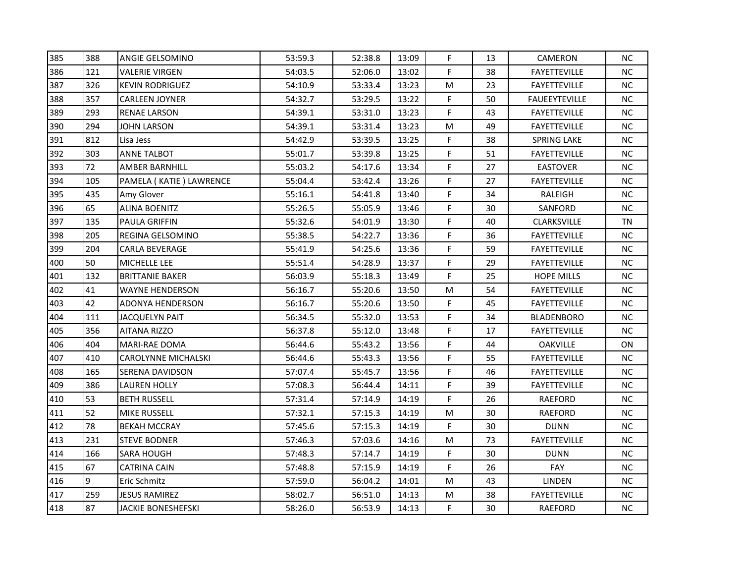| | | | | | | | | | |
|---|---|---|---|---|---|---|---|---|---|
| 385 | 388 | ANGIE GELSOMINO | 53:59.3 | 52:38.8 | 13:09 | F | 13 | CAMERON | NC |
| 386 | 121 | VALERIE VIRGEN | 54:03.5 | 52:06.0 | 13:02 | F | 38 | FAYETTEVILLE | NC |
| 387 | 326 | KEVIN RODRIGUEZ | 54:10.9 | 53:33.4 | 13:23 | M | 23 | FAYETTEVILLE | NC |
| 388 | 357 | CARLEEN JOYNER | 54:32.7 | 53:29.5 | 13:22 | F | 50 | FAUEEYTEVILLE | NC |
| 389 | 293 | RENAE LARSON | 54:39.1 | 53:31.0 | 13:23 | F | 43 | FAYETTEVILLE | NC |
| 390 | 294 | JOHN LARSON | 54:39.1 | 53:31.4 | 13:23 | M | 49 | FAYETTEVILLE | NC |
| 391 | 812 | Lisa Jess | 54:42.9 | 53:39.5 | 13:25 | F | 38 | SPRING LAKE | NC |
| 392 | 303 | ANNE TALBOT | 55:01.7 | 53:39.8 | 13:25 | F | 51 | FAYETTEVILLE | NC |
| 393 | 72 | AMBER BARNHILL | 55:03.2 | 54:17.6 | 13:34 | F | 27 | EASTOVER | NC |
| 394 | 105 | PAMELA ( KATIE ) LAWRENCE | 55:04.4 | 53:42.4 | 13:26 | F | 27 | FAYETTEVILLE | NC |
| 395 | 435 | Amy Glover | 55:16.1 | 54:41.8 | 13:40 | F | 34 | RALEIGH | NC |
| 396 | 65 | ALINA BOENITZ | 55:26.5 | 55:05.9 | 13:46 | F | 30 | SANFORD | NC |
| 397 | 135 | PAULA GRIFFIN | 55:32.6 | 54:01.9 | 13:30 | F | 40 | CLARKSVILLE | TN |
| 398 | 205 | REGINA GELSOMINO | 55:38.5 | 54:22.7 | 13:36 | F | 36 | FAYETTEVILLE | NC |
| 399 | 204 | CARLA BEVERAGE | 55:41.9 | 54:25.6 | 13:36 | F | 59 | FAYETTEVILLE | NC |
| 400 | 50 | MICHELLE LEE | 55:51.4 | 54:28.9 | 13:37 | F | 29 | FAYETTEVILLE | NC |
| 401 | 132 | BRITTANIE BAKER | 56:03.9 | 55:18.3 | 13:49 | F | 25 | HOPE MILLS | NC |
| 402 | 41 | WAYNE HENDERSON | 56:16.7 | 55:20.6 | 13:50 | M | 54 | FAYETTEVILLE | NC |
| 403 | 42 | ADONYA HENDERSON | 56:16.7 | 55:20.6 | 13:50 | F | 45 | FAYETTEVILLE | NC |
| 404 | 111 | JACQUELYN PAIT | 56:34.5 | 55:32.0 | 13:53 | F | 34 | BLADENBORO | NC |
| 405 | 356 | AITANA RIZZO | 56:37.8 | 55:12.0 | 13:48 | F | 17 | FAYETTEVILLE | NC |
| 406 | 404 | MARI-RAE DOMA | 56:44.6 | 55:43.2 | 13:56 | F | 44 | OAKVILLE | ON |
| 407 | 410 | CAROLYNNE MICHALSKI | 56:44.6 | 55:43.3 | 13:56 | F | 55 | FAYETTEVILLE | NC |
| 408 | 165 | SERENA DAVIDSON | 57:07.4 | 55:45.7 | 13:56 | F | 46 | FAYETTEVILLE | NC |
| 409 | 386 | LAUREN HOLLY | 57:08.3 | 56:44.4 | 14:11 | F | 39 | FAYETTEVILLE | NC |
| 410 | 53 | BETH RUSSELL | 57:31.4 | 57:14.9 | 14:19 | F | 26 | RAEFORD | NC |
| 411 | 52 | MIKE RUSSELL | 57:32.1 | 57:15.3 | 14:19 | M | 30 | RAEFORD | NC |
| 412 | 78 | BEKAH MCCRAY | 57:45.6 | 57:15.3 | 14:19 | F | 30 | DUNN | NC |
| 413 | 231 | STEVE BODNER | 57:46.3 | 57:03.6 | 14:16 | M | 73 | FAYETTEVILLE | NC |
| 414 | 166 | SARA HOUGH | 57:48.3 | 57:14.7 | 14:19 | F | 30 | DUNN | NC |
| 415 | 67 | CATRINA CAIN | 57:48.8 | 57:15.9 | 14:19 | F | 26 | FAY | NC |
| 416 | 9 | Eric Schmitz | 57:59.0 | 56:04.2 | 14:01 | M | 43 | LINDEN | NC |
| 417 | 259 | JESUS RAMIREZ | 58:02.7 | 56:51.0 | 14:13 | M | 38 | FAYETTEVILLE | NC |
| 418 | 87 | JACKIE BONESHEFSKI | 58:26.0 | 56:53.9 | 14:13 | F | 30 | RAEFORD | NC |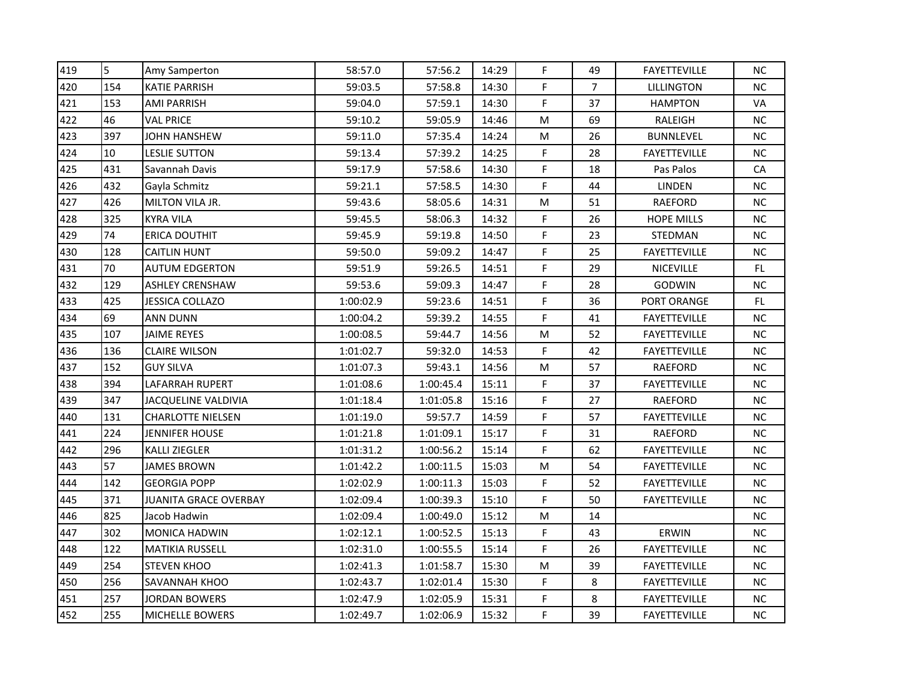| | | | | | | | | | |
|---|---|---|---|---|---|---|---|---|---|
| 419 | 5 | Amy Samperton | 58:57.0 | 57:56.2 | 14:29 | F | 49 | FAYETTEVILLE | NC |
| 420 | 154 | KATIE PARRISH | 59:03.5 | 57:58.8 | 14:30 | F | 7 | LILLINGTON | NC |
| 421 | 153 | AMI PARRISH | 59:04.0 | 57:59.1 | 14:30 | F | 37 | HAMPTON | VA |
| 422 | 46 | VAL PRICE | 59:10.2 | 59:05.9 | 14:46 | M | 69 | RALEIGH | NC |
| 423 | 397 | JOHN HANSHEW | 59:11.0 | 57:35.4 | 14:24 | M | 26 | BUNNLEVEL | NC |
| 424 | 10 | LESLIE SUTTON | 59:13.4 | 57:39.2 | 14:25 | F | 28 | FAYETTEVILLE | NC |
| 425 | 431 | Savannah Davis | 59:17.9 | 57:58.6 | 14:30 | F | 18 | Pas Palos | CA |
| 426 | 432 | Gayla Schmitz | 59:21.1 | 57:58.5 | 14:30 | F | 44 | LINDEN | NC |
| 427 | 426 | MILTON VILA JR. | 59:43.6 | 58:05.6 | 14:31 | M | 51 | RAEFORD | NC |
| 428 | 325 | KYRA VILA | 59:45.5 | 58:06.3 | 14:32 | F | 26 | HOPE MILLS | NC |
| 429 | 74 | ERICA DOUTHIT | 59:45.9 | 59:19.8 | 14:50 | F | 23 | STEDMAN | NC |
| 430 | 128 | CAITLIN HUNT | 59:50.0 | 59:09.2 | 14:47 | F | 25 | FAYETTEVILLE | NC |
| 431 | 70 | AUTUM EDGERTON | 59:51.9 | 59:26.5 | 14:51 | F | 29 | NICEVILLE | FL |
| 432 | 129 | ASHLEY CRENSHAW | 59:53.6 | 59:09.3 | 14:47 | F | 28 | GODWIN | NC |
| 433 | 425 | JESSICA COLLAZO | 1:00:02.9 | 59:23.6 | 14:51 | F | 36 | PORT ORANGE | FL |
| 434 | 69 | ANN DUNN | 1:00:04.2 | 59:39.2 | 14:55 | F | 41 | FAYETTEVILLE | NC |
| 435 | 107 | JAIME REYES | 1:00:08.5 | 59:44.7 | 14:56 | M | 52 | FAYETTEVILLE | NC |
| 436 | 136 | CLAIRE WILSON | 1:01:02.7 | 59:32.0 | 14:53 | F | 42 | FAYETTEVILLE | NC |
| 437 | 152 | GUY SILVA | 1:01:07.3 | 59:43.1 | 14:56 | M | 57 | RAEFORD | NC |
| 438 | 394 | LAFARRAH RUPERT | 1:01:08.6 | 1:00:45.4 | 15:11 | F | 37 | FAYETTEVILLE | NC |
| 439 | 347 | JACQUELINE VALDIVIA | 1:01:18.4 | 1:01:05.8 | 15:16 | F | 27 | RAEFORD | NC |
| 440 | 131 | CHARLOTTE NIELSEN | 1:01:19.0 | 59:57.7 | 14:59 | F | 57 | FAYETTEVILLE | NC |
| 441 | 224 | JENNIFER HOUSE | 1:01:21.8 | 1:01:09.1 | 15:17 | F | 31 | RAEFORD | NC |
| 442 | 296 | KALLI ZIEGLER | 1:01:31.2 | 1:00:56.2 | 15:14 | F | 62 | FAYETTEVILLE | NC |
| 443 | 57 | JAMES BROWN | 1:01:42.2 | 1:00:11.5 | 15:03 | M | 54 | FAYETTEVILLE | NC |
| 444 | 142 | GEORGIA POPP | 1:02:02.9 | 1:00:11.3 | 15:03 | F | 52 | FAYETTEVILLE | NC |
| 445 | 371 | JUANITA GRACE OVERBAY | 1:02:09.4 | 1:00:39.3 | 15:10 | F | 50 | FAYETTEVILLE | NC |
| 446 | 825 | Jacob Hadwin | 1:02:09.4 | 1:00:49.0 | 15:12 | M | 14 | | NC |
| 447 | 302 | MONICA HADWIN | 1:02:12.1 | 1:00:52.5 | 15:13 | F | 43 | ERWIN | NC |
| 448 | 122 | MATIKIA RUSSELL | 1:02:31.0 | 1:00:55.5 | 15:14 | F | 26 | FAYETTEVILLE | NC |
| 449 | 254 | STEVEN KHOO | 1:02:41.3 | 1:01:58.7 | 15:30 | M | 39 | FAYETTEVILLE | NC |
| 450 | 256 | SAVANNAH KHOO | 1:02:43.7 | 1:02:01.4 | 15:30 | F | 8 | FAYETTEVILLE | NC |
| 451 | 257 | JORDAN BOWERS | 1:02:47.9 | 1:02:05.9 | 15:31 | F | 8 | FAYETTEVILLE | NC |
| 452 | 255 | MICHELLE BOWERS | 1:02:49.7 | 1:02:06.9 | 15:32 | F | 39 | FAYETTEVILLE | NC |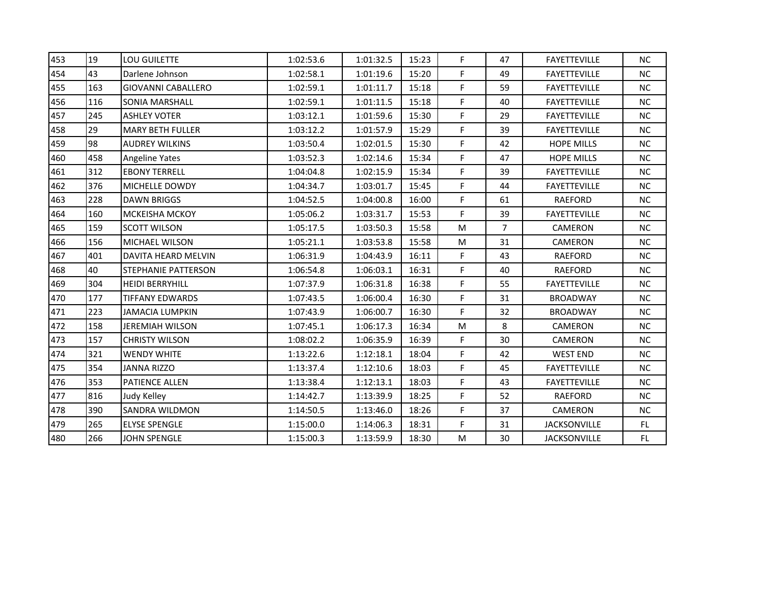| | | | | | | | | | |
|---|---|---|---|---|---|---|---|---|---|
| 453 | 19 | LOU GUILETTE | 1:02:53.6 | 1:01:32.5 | 15:23 | F | 47 | FAYETTEVILLE | NC |
| 454 | 43 | Darlene Johnson | 1:02:58.1 | 1:01:19.6 | 15:20 | F | 49 | FAYETTEVILLE | NC |
| 455 | 163 | GIOVANNI CABALLERO | 1:02:59.1 | 1:01:11.7 | 15:18 | F | 59 | FAYETTEVILLE | NC |
| 456 | 116 | SONIA MARSHALL | 1:02:59.1 | 1:01:11.5 | 15:18 | F | 40 | FAYETTEVILLE | NC |
| 457 | 245 | ASHLEY VOTER | 1:03:12.1 | 1:01:59.6 | 15:30 | F | 29 | FAYETTEVILLE | NC |
| 458 | 29 | MARY BETH FULLER | 1:03:12.2 | 1:01:57.9 | 15:29 | F | 39 | FAYETTEVILLE | NC |
| 459 | 98 | AUDREY WILKINS | 1:03:50.4 | 1:02:01.5 | 15:30 | F | 42 | HOPE MILLS | NC |
| 460 | 458 | Angeline Yates | 1:03:52.3 | 1:02:14.6 | 15:34 | F | 47 | HOPE MILLS | NC |
| 461 | 312 | EBONY TERRELL | 1:04:04.8 | 1:02:15.9 | 15:34 | F | 39 | FAYETTEVILLE | NC |
| 462 | 376 | MICHELLE DOWDY | 1:04:34.7 | 1:03:01.7 | 15:45 | F | 44 | FAYETTEVILLE | NC |
| 463 | 228 | DAWN BRIGGS | 1:04:52.5 | 1:04:00.8 | 16:00 | F | 61 | RAEFORD | NC |
| 464 | 160 | MCKEISHA MCKOY | 1:05:06.2 | 1:03:31.7 | 15:53 | F | 39 | FAYETTEVILLE | NC |
| 465 | 159 | SCOTT WILSON | 1:05:17.5 | 1:03:50.3 | 15:58 | M | 7 | CAMERON | NC |
| 466 | 156 | MICHAEL WILSON | 1:05:21.1 | 1:03:53.8 | 15:58 | M | 31 | CAMERON | NC |
| 467 | 401 | DAVITA HEARD MELVIN | 1:06:31.9 | 1:04:43.9 | 16:11 | F | 43 | RAEFORD | NC |
| 468 | 40 | STEPHANIE PATTERSON | 1:06:54.8 | 1:06:03.1 | 16:31 | F | 40 | RAEFORD | NC |
| 469 | 304 | HEIDI BERRYHILL | 1:07:37.9 | 1:06:31.8 | 16:38 | F | 55 | FAYETTEVILLE | NC |
| 470 | 177 | TIFFANY EDWARDS | 1:07:43.5 | 1:06:00.4 | 16:30 | F | 31 | BROADWAY | NC |
| 471 | 223 | JAMACIA LUMPKIN | 1:07:43.9 | 1:06:00.7 | 16:30 | F | 32 | BROADWAY | NC |
| 472 | 158 | JEREMIAH WILSON | 1:07:45.1 | 1:06:17.3 | 16:34 | M | 8 | CAMERON | NC |
| 473 | 157 | CHRISTY WILSON | 1:08:02.2 | 1:06:35.9 | 16:39 | F | 30 | CAMERON | NC |
| 474 | 321 | WENDY WHITE | 1:13:22.6 | 1:12:18.1 | 18:04 | F | 42 | WEST END | NC |
| 475 | 354 | JANNA RIZZO | 1:13:37.4 | 1:12:10.6 | 18:03 | F | 45 | FAYETTEVILLE | NC |
| 476 | 353 | PATIENCE ALLEN | 1:13:38.4 | 1:12:13.1 | 18:03 | F | 43 | FAYETTEVILLE | NC |
| 477 | 816 | Judy Kelley | 1:14:42.7 | 1:13:39.9 | 18:25 | F | 52 | RAEFORD | NC |
| 478 | 390 | SANDRA WILDMON | 1:14:50.5 | 1:13:46.0 | 18:26 | F | 37 | CAMERON | NC |
| 479 | 265 | ELYSE SPENGLE | 1:15:00.0 | 1:14:06.3 | 18:31 | F | 31 | JACKSONVILLE | FL |
| 480 | 266 | JOHN SPENGLE | 1:15:00.3 | 1:13:59.9 | 18:30 | M | 30 | JACKSONVILLE | FL |